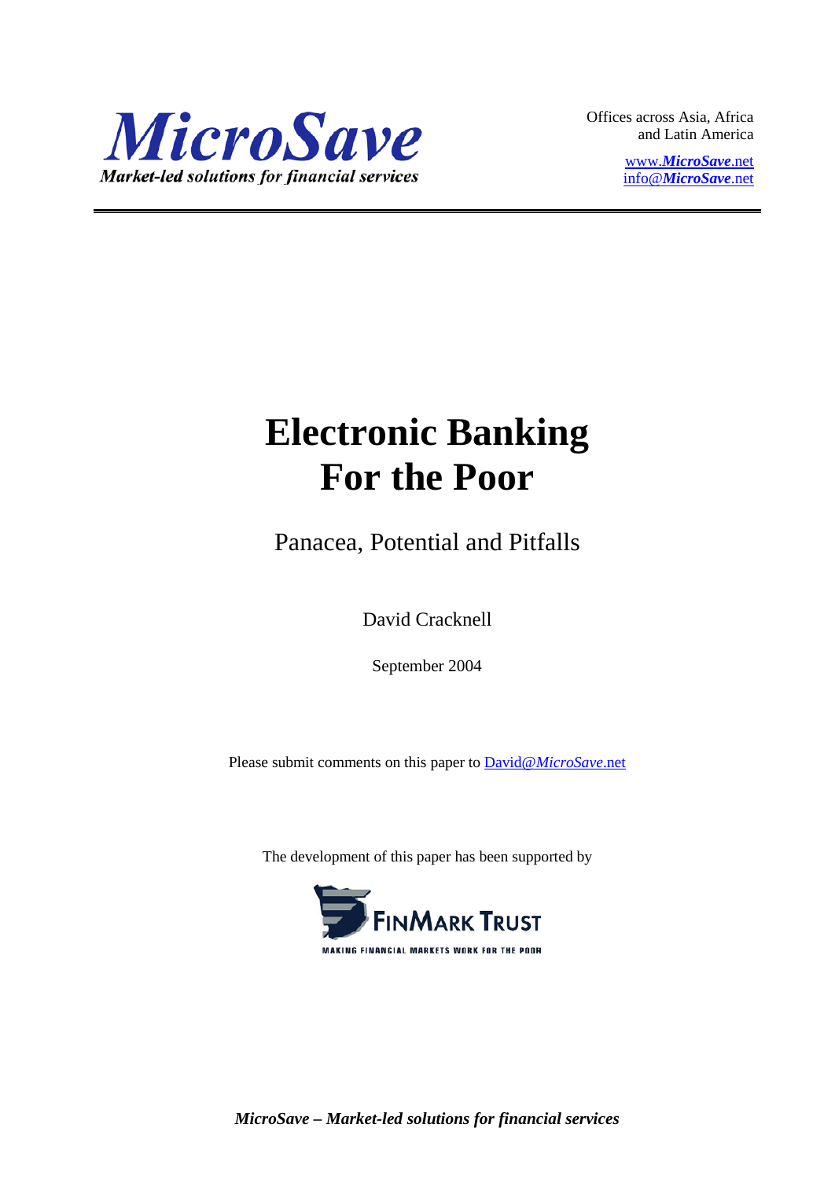*MicroSave*

*Market-led solutions for financial services*

Offices across Asia, Africa and Latin America

www.*MicroSave*.net
info@*MicroSave*.net

# Electronic Banking For the Poor

## Panacea, Potential and Pitfalls

David Cracknell

September 2004

Please submit comments on this paper to David@*MicroSave*.net

The development of this paper has been supported by

FinMark Trust

MAKING FINANCIAL MARKETS WORK FOR THE POOR

***MicroSave* – Market-led solutions for financial services**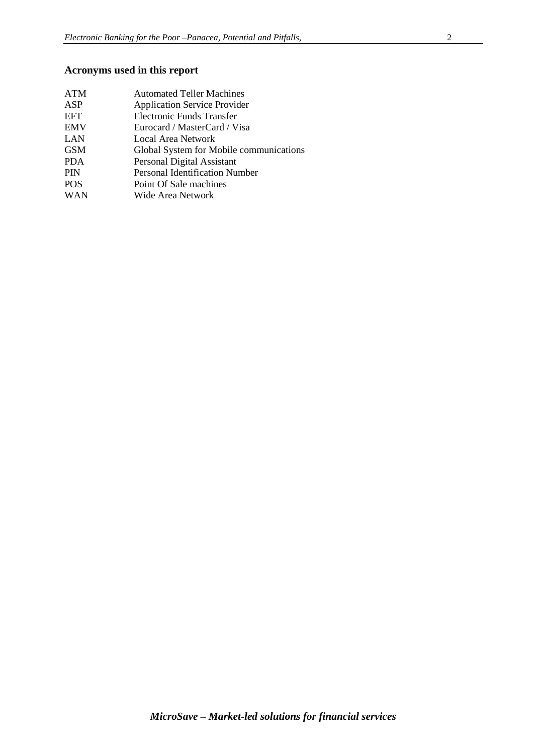## Acronyms used in this report

| | |
|---|---|
| ATM | Automated Teller Machines |
| ASP | Application Service Provider |
| EFT | Electronic Funds Transfer |
| EMV | Eurocard / MasterCard / Visa |
| LAN | Local Area Network |
| GSM | Global System for Mobile communications |
| PDA | Personal Digital Assistant |
| PIN | Personal Identification Number |
| POS | Point Of Sale machines |
| WAN | Wide Area Network |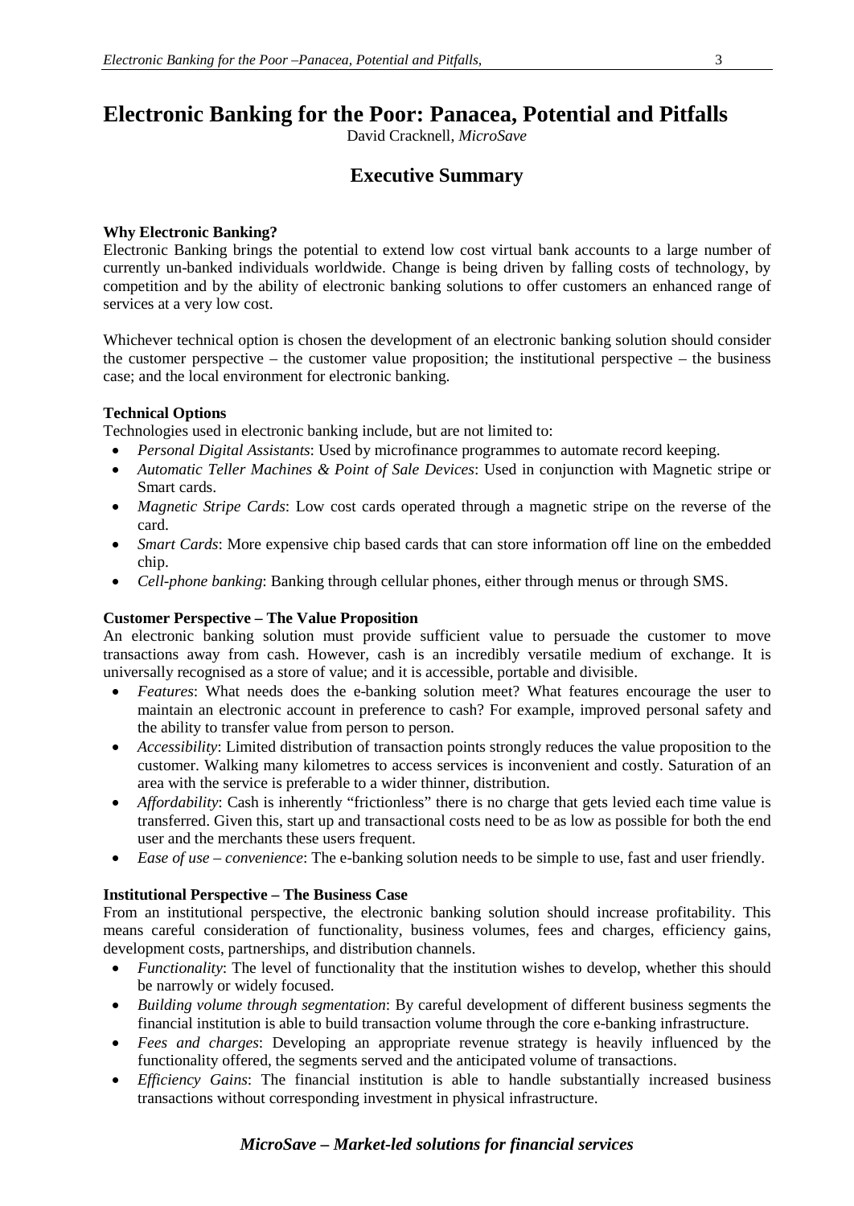# Electronic Banking for the Poor: Panacea, Potential and Pitfalls

David Cracknell, *MicroSave*

## Executive Summary

**Why Electronic Banking?**

Electronic Banking brings the potential to extend low cost virtual bank accounts to a large number of currently un-banked individuals worldwide. Change is being driven by falling costs of technology, by competition and by the ability of electronic banking solutions to offer customers an enhanced range of services at a very low cost.

Whichever technical option is chosen the development of an electronic banking solution should consider the customer perspective – the customer value proposition; the institutional perspective – the business case; and the local environment for electronic banking.

**Technical Options**

Technologies used in electronic banking include, but are not limited to:

- *Personal Digital Assistants*: Used by microfinance programmes to automate record keeping.
- *Automatic Teller Machines & Point of Sale Devices*: Used in conjunction with Magnetic stripe or Smart cards.
- *Magnetic Stripe Cards*: Low cost cards operated through a magnetic stripe on the reverse of the card.
- *Smart Cards*: More expensive chip based cards that can store information off line on the embedded chip.
- *Cell-phone banking*: Banking through cellular phones, either through menus or through SMS.

**Customer Perspective – The Value Proposition**

An electronic banking solution must provide sufficient value to persuade the customer to move transactions away from cash. However, cash is an incredibly versatile medium of exchange. It is universally recognised as a store of value; and it is accessible, portable and divisible.

- *Features*: What needs does the e-banking solution meet? What features encourage the user to maintain an electronic account in preference to cash? For example, improved personal safety and the ability to transfer value from person to person.
- *Accessibility*: Limited distribution of transaction points strongly reduces the value proposition to the customer. Walking many kilometres to access services is inconvenient and costly. Saturation of an area with the service is preferable to a wider thinner, distribution.
- *Affordability*: Cash is inherently "frictionless" there is no charge that gets levied each time value is transferred. Given this, start up and transactional costs need to be as low as possible for both the end user and the merchants these users frequent.
- *Ease of use – convenience*: The e-banking solution needs to be simple to use, fast and user friendly.

**Institutional Perspective – The Business Case**

From an institutional perspective, the electronic banking solution should increase profitability. This means careful consideration of functionality, business volumes, fees and charges, efficiency gains, development costs, partnerships, and distribution channels.

- *Functionality*: The level of functionality that the institution wishes to develop, whether this should be narrowly or widely focused.
- *Building volume through segmentation*: By careful development of different business segments the financial institution is able to build transaction volume through the core e-banking infrastructure.
- *Fees and charges*: Developing an appropriate revenue strategy is heavily influenced by the functionality offered, the segments served and the anticipated volume of transactions.
- *Efficiency Gains*: The financial institution is able to handle substantially increased business transactions without corresponding investment in physical infrastructure.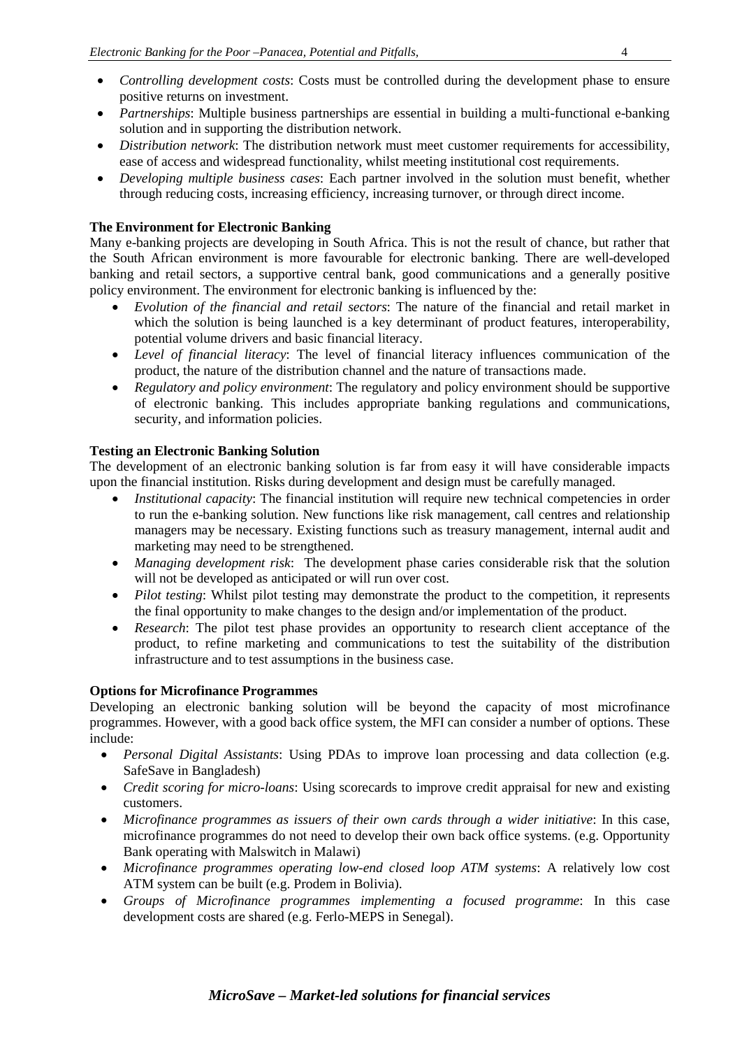- *Controlling development costs*: Costs must be controlled during the development phase to ensure positive returns on investment.
- *Partnerships*: Multiple business partnerships are essential in building a multi-functional e-banking solution and in supporting the distribution network.
- *Distribution network*: The distribution network must meet customer requirements for accessibility, ease of access and widespread functionality, whilst meeting institutional cost requirements.
- *Developing multiple business cases*: Each partner involved in the solution must benefit, whether through reducing costs, increasing efficiency, increasing turnover, or through direct income.

**The Environment for Electronic Banking**

Many e-banking projects are developing in South Africa. This is not the result of chance, but rather that the South African environment is more favourable for electronic banking. There are well-developed banking and retail sectors, a supportive central bank, good communications and a generally positive policy environment. The environment for electronic banking is influenced by the:

- *Evolution of the financial and retail sectors*: The nature of the financial and retail market in which the solution is being launched is a key determinant of product features, interoperability, potential volume drivers and basic financial literacy.
- *Level of financial literacy*: The level of financial literacy influences communication of the product, the nature of the distribution channel and the nature of transactions made.
- *Regulatory and policy environment*: The regulatory and policy environment should be supportive of electronic banking. This includes appropriate banking regulations and communications, security, and information policies.

**Testing an Electronic Banking Solution**

The development of an electronic banking solution is far from easy it will have considerable impacts upon the financial institution. Risks during development and design must be carefully managed.

- *Institutional capacity*: The financial institution will require new technical competencies in order to run the e-banking solution. New functions like risk management, call centres and relationship managers may be necessary. Existing functions such as treasury management, internal audit and marketing may need to be strengthened.
- *Managing development risk*: The development phase caries considerable risk that the solution will not be developed as anticipated or will run over cost.
- *Pilot testing*: Whilst pilot testing may demonstrate the product to the competition, it represents the final opportunity to make changes to the design and/or implementation of the product.
- *Research*: The pilot test phase provides an opportunity to research client acceptance of the product, to refine marketing and communications to test the suitability of the distribution infrastructure and to test assumptions in the business case.

**Options for Microfinance Programmes**

Developing an electronic banking solution will be beyond the capacity of most microfinance programmes. However, with a good back office system, the MFI can consider a number of options. These include:

- *Personal Digital Assistants*: Using PDAs to improve loan processing and data collection (e.g. SafeSave in Bangladesh)
- *Credit scoring for micro-loans*: Using scorecards to improve credit appraisal for new and existing customers.
- *Microfinance programmes as issuers of their own cards through a wider initiative*: In this case, microfinance programmes do not need to develop their own back office systems. (e.g. Opportunity Bank operating with Malswitch in Malawi)
- *Microfinance programmes operating low-end closed loop ATM systems*: A relatively low cost ATM system can be built (e.g. Prodem in Bolivia).
- *Groups of Microfinance programmes implementing a focused programme*: In this case development costs are shared (e.g. Ferlo-MEPS in Senegal).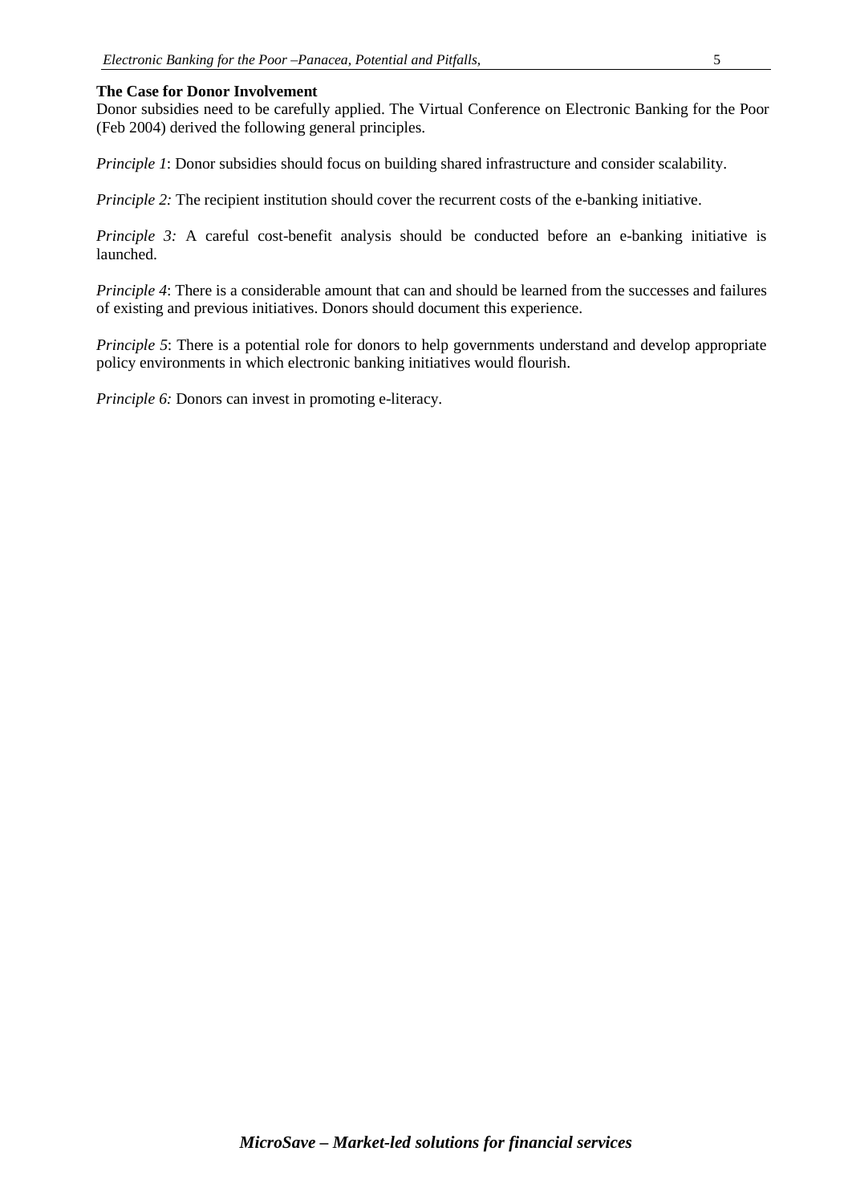**The Case for Donor Involvement**

Donor subsidies need to be carefully applied. The Virtual Conference on Electronic Banking for the Poor (Feb 2004) derived the following general principles.

*Principle 1*: Donor subsidies should focus on building shared infrastructure and consider scalability.

*Principle 2:* The recipient institution should cover the recurrent costs of the e-banking initiative.

*Principle 3:* A careful cost-benefit analysis should be conducted before an e-banking initiative is launched.

*Principle 4*: There is a considerable amount that can and should be learned from the successes and failures of existing and previous initiatives. Donors should document this experience.

*Principle 5*: There is a potential role for donors to help governments understand and develop appropriate policy environments in which electronic banking initiatives would flourish.

*Principle 6:* Donors can invest in promoting e-literacy.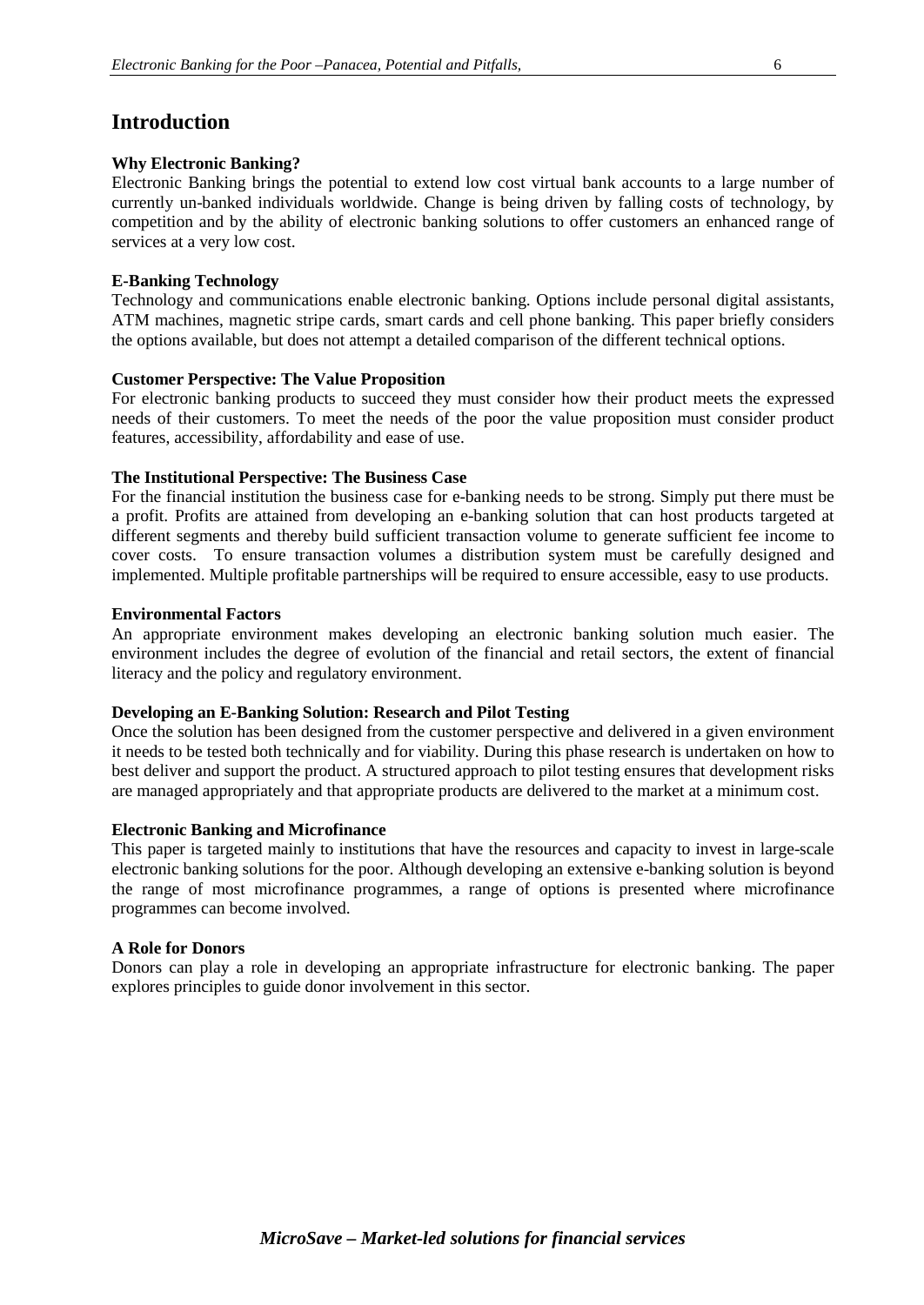# Introduction

**Why Electronic Banking?**

Electronic Banking brings the potential to extend low cost virtual bank accounts to a large number of currently un-banked individuals worldwide. Change is being driven by falling costs of technology, by competition and by the ability of electronic banking solutions to offer customers an enhanced range of services at a very low cost.

**E-Banking Technology**

Technology and communications enable electronic banking. Options include personal digital assistants, ATM machines, magnetic stripe cards, smart cards and cell phone banking. This paper briefly considers the options available, but does not attempt a detailed comparison of the different technical options.

**Customer Perspective: The Value Proposition**

For electronic banking products to succeed they must consider how their product meets the expressed needs of their customers. To meet the needs of the poor the value proposition must consider product features, accessibility, affordability and ease of use.

**The Institutional Perspective: The Business Case**

For the financial institution the business case for e-banking needs to be strong. Simply put there must be a profit. Profits are attained from developing an e-banking solution that can host products targeted at different segments and thereby build sufficient transaction volume to generate sufficient fee income to cover costs. To ensure transaction volumes a distribution system must be carefully designed and implemented. Multiple profitable partnerships will be required to ensure accessible, easy to use products.

**Environmental Factors**

An appropriate environment makes developing an electronic banking solution much easier. The environment includes the degree of evolution of the financial and retail sectors, the extent of financial literacy and the policy and regulatory environment.

**Developing an E-Banking Solution: Research and Pilot Testing**

Once the solution has been designed from the customer perspective and delivered in a given environment it needs to be tested both technically and for viability. During this phase research is undertaken on how to best deliver and support the product. A structured approach to pilot testing ensures that development risks are managed appropriately and that appropriate products are delivered to the market at a minimum cost.

**Electronic Banking and Microfinance**

This paper is targeted mainly to institutions that have the resources and capacity to invest in large-scale electronic banking solutions for the poor. Although developing an extensive e-banking solution is beyond the range of most microfinance programmes, a range of options is presented where microfinance programmes can become involved.

**A Role for Donors**

Donors can play a role in developing an appropriate infrastructure for electronic banking. The paper explores principles to guide donor involvement in this sector.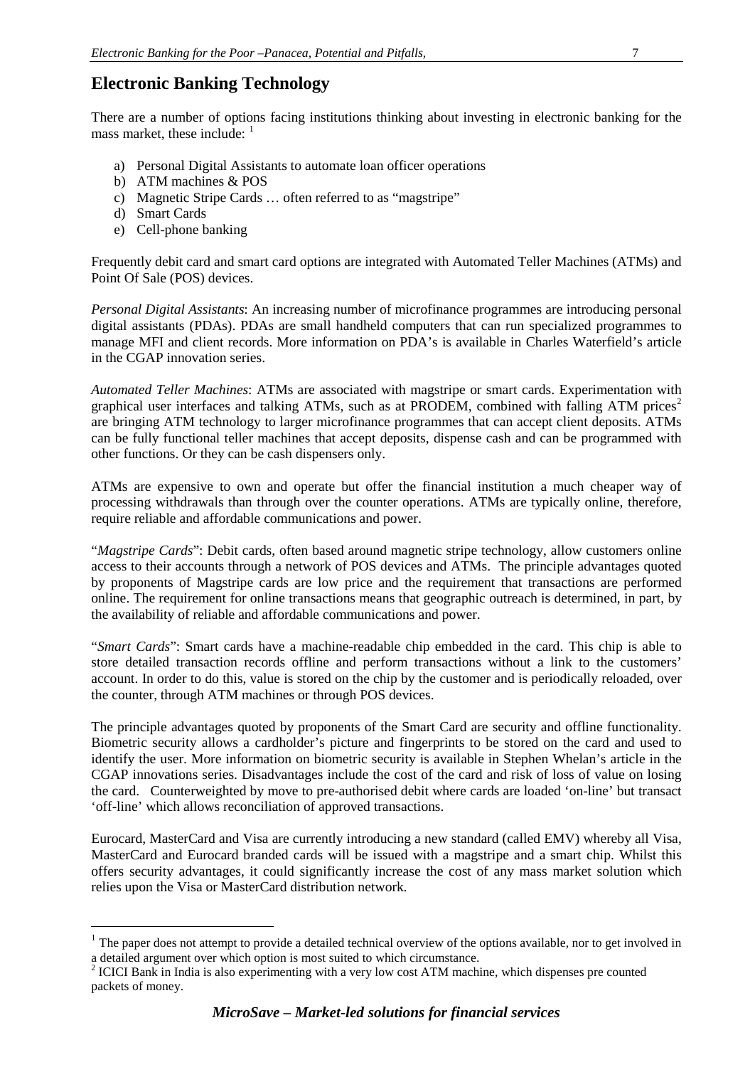## Electronic Banking Technology

There are a number of options facing institutions thinking about investing in electronic banking for the mass market, these include: [1]

a) Personal Digital Assistants to automate loan officer operations
b) ATM machines & POS
c) Magnetic Stripe Cards … often referred to as "magstripe"
d) Smart Cards
e) Cell-phone banking

Frequently debit card and smart card options are integrated with Automated Teller Machines (ATMs) and Point Of Sale (POS) devices.

*Personal Digital Assistants*: An increasing number of microfinance programmes are introducing personal digital assistants (PDAs). PDAs are small handheld computers that can run specialized programmes to manage MFI and client records. More information on PDA's is available in Charles Waterfield's article in the CGAP innovation series.

*Automated Teller Machines*: ATMs are associated with magstripe or smart cards. Experimentation with graphical user interfaces and talking ATMs, such as at PRODEM, combined with falling ATM prices[2] are bringing ATM technology to larger microfinance programmes that can accept client deposits. ATMs can be fully functional teller machines that accept deposits, dispense cash and can be programmed with other functions. Or they can be cash dispensers only.

ATMs are expensive to own and operate but offer the financial institution a much cheaper way of processing withdrawals than through over the counter operations. ATMs are typically online, therefore, require reliable and affordable communications and power.

"*Magstripe Cards*": Debit cards, often based around magnetic stripe technology, allow customers online access to their accounts through a network of POS devices and ATMs. The principle advantages quoted by proponents of Magstripe cards are low price and the requirement that transactions are performed online. The requirement for online transactions means that geographic outreach is determined, in part, by the availability of reliable and affordable communications and power.

"*Smart Cards*": Smart cards have a machine-readable chip embedded in the card. This chip is able to store detailed transaction records offline and perform transactions without a link to the customers' account. In order to do this, value is stored on the chip by the customer and is periodically reloaded, over the counter, through ATM machines or through POS devices.

The principle advantages quoted by proponents of the Smart Card are security and offline functionality. Biometric security allows a cardholder's picture and fingerprints to be stored on the card and used to identify the user. More information on biometric security is available in Stephen Whelan's article in the CGAP innovations series. Disadvantages include the cost of the card and risk of loss of value on losing the card. Counterweighted by move to pre-authorised debit where cards are loaded 'on-line' but transact 'off-line' which allows reconciliation of approved transactions.

Eurocard, MasterCard and Visa are currently introducing a new standard (called EMV) whereby all Visa, MasterCard and Eurocard branded cards will be issued with a magstripe and a smart chip. Whilst this offers security advantages, it could significantly increase the cost of any mass market solution which relies upon the Visa or MasterCard distribution network.

---

[1] The paper does not attempt to provide a detailed technical overview of the options available, nor to get involved in a detailed argument over which option is most suited to which circumstance.

[2] ICICI Bank in India is also experimenting with a very low cost ATM machine, which dispenses pre counted packets of money.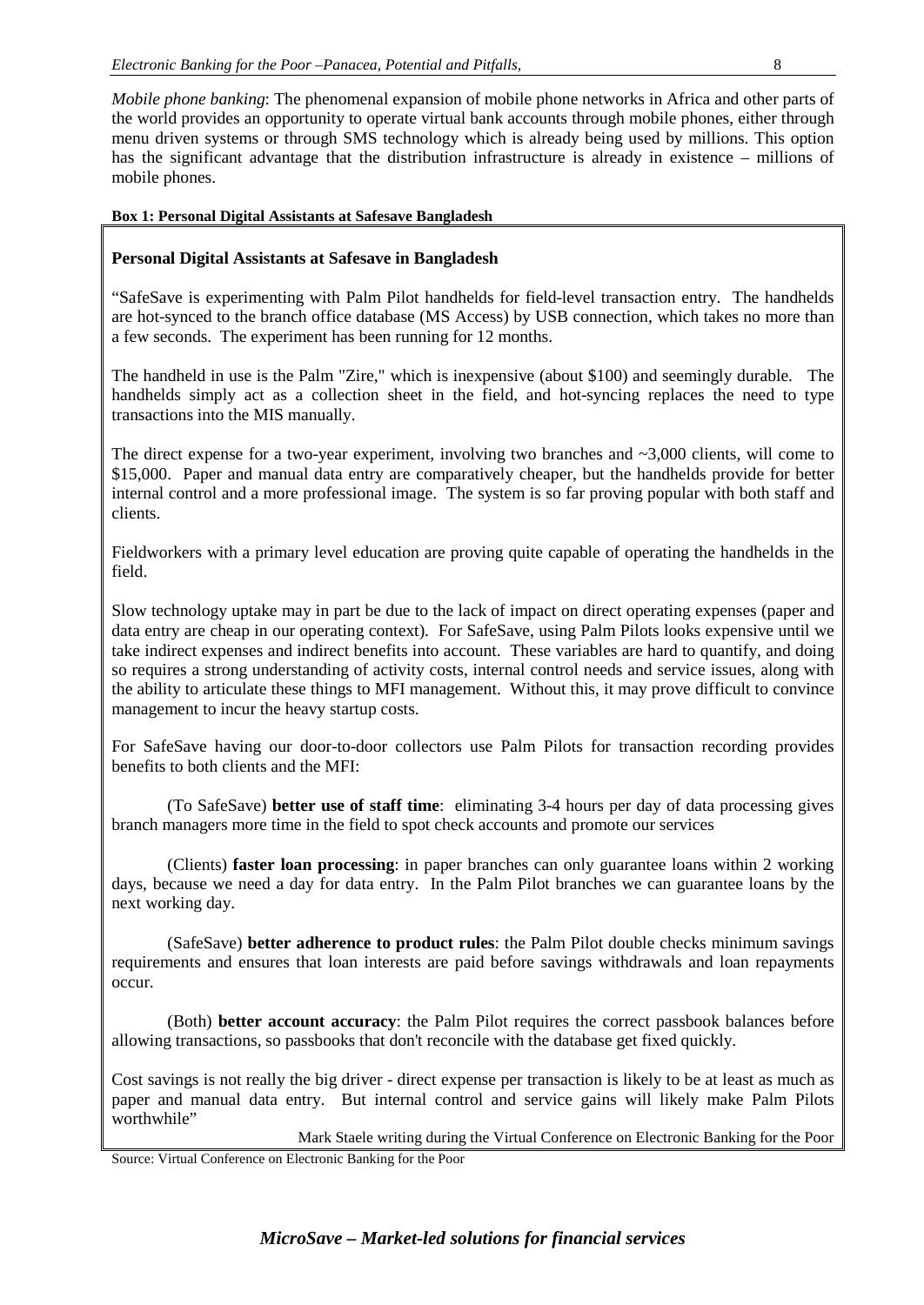*Mobile phone banking*: The phenomenal expansion of mobile phone networks in Africa and other parts of the world provides an opportunity to operate virtual bank accounts through mobile phones, either through menu driven systems or through SMS technology which is already being used by millions. This option has the significant advantage that the distribution infrastructure is already in existence – millions of mobile phones.

**Box 1: Personal Digital Assistants at Safesave Bangladesh**

**Personal Digital Assistants at Safesave in Bangladesh**

"SafeSave is experimenting with Palm Pilot handhelds for field-level transaction entry. The handhelds are hot-synced to the branch office database (MS Access) by USB connection, which takes no more than a few seconds. The experiment has been running for 12 months.

The handheld in use is the Palm "Zire," which is inexpensive (about $100) and seemingly durable. The handhelds simply act as a collection sheet in the field, and hot-syncing replaces the need to type transactions into the MIS manually.

The direct expense for a two-year experiment, involving two branches and ~3,000 clients, will come to $15,000. Paper and manual data entry are comparatively cheaper, but the handhelds provide for better internal control and a more professional image. The system is so far proving popular with both staff and clients.

Fieldworkers with a primary level education are proving quite capable of operating the handhelds in the field.

Slow technology uptake may in part be due to the lack of impact on direct operating expenses (paper and data entry are cheap in our operating context). For SafeSave, using Palm Pilots looks expensive until we take indirect expenses and indirect benefits into account. These variables are hard to quantify, and doing so requires a strong understanding of activity costs, internal control needs and service issues, along with the ability to articulate these things to MFI management. Without this, it may prove difficult to convince management to incur the heavy startup costs.

For SafeSave having our door-to-door collectors use Palm Pilots for transaction recording provides benefits to both clients and the MFI:

(To SafeSave) **better use of staff time**: eliminating 3-4 hours per day of data processing gives branch managers more time in the field to spot check accounts and promote our services

(Clients) **faster loan processing**: in paper branches can only guarantee loans within 2 working days, because we need a day for data entry. In the Palm Pilot branches we can guarantee loans by the next working day.

(SafeSave) **better adherence to product rules**: the Palm Pilot double checks minimum savings requirements and ensures that loan interests are paid before savings withdrawals and loan repayments occur.

(Both) **better account accuracy**: the Palm Pilot requires the correct passbook balances before allowing transactions, so passbooks that don't reconcile with the database get fixed quickly.

Cost savings is not really the big driver - direct expense per transaction is likely to be at least as much as paper and manual data entry. But internal control and service gains will likely make Palm Pilots worthwhile"

Mark Staele writing during the Virtual Conference on Electronic Banking for the Poor

Source: Virtual Conference on Electronic Banking for the Poor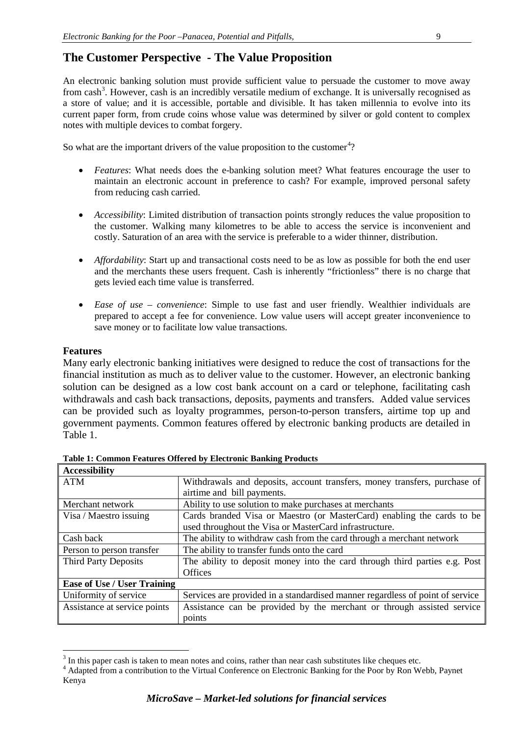## The Customer Perspective - The Value Proposition

An electronic banking solution must provide sufficient value to persuade the customer to move away from cash[3]. However, cash is an incredibly versatile medium of exchange. It is universally recognised as a store of value; and it is accessible, portable and divisible. It has taken millennia to evolve into its current paper form, from crude coins whose value was determined by silver or gold content to complex notes with multiple devices to combat forgery.

So what are the important drivers of the value proposition to the customer[4]?

- *Features*: What needs does the e-banking solution meet? What features encourage the user to maintain an electronic account in preference to cash? For example, improved personal safety from reducing cash carried.
- *Accessibility*: Limited distribution of transaction points strongly reduces the value proposition to the customer. Walking many kilometres to be able to access the service is inconvenient and costly. Saturation of an area with the service is preferable to a wider thinner, distribution.
- *Affordability*: Start up and transactional costs need to be as low as possible for both the end user and the merchants these users frequent. Cash is inherently "frictionless" there is no charge that gets levied each time value is transferred.
- *Ease of use – convenience*: Simple to use fast and user friendly. Wealthier individuals are prepared to accept a fee for convenience. Low value users will accept greater inconvenience to save money or to facilitate low value transactions.

### Features

Many early electronic banking initiatives were designed to reduce the cost of transactions for the financial institution as much as to deliver value to the customer. However, an electronic banking solution can be designed as a low cost bank account on a card or telephone, facilitating cash withdrawals and cash back transactions, deposits, payments and transfers. Added value services can be provided such as loyalty programmes, person-to-person transfers, airtime top up and government payments. Common features offered by electronic banking products are detailed in Table 1.

**Table 1: Common Features Offered by Electronic Banking Products**

| **Accessibility** | |
|---|---|
| ATM | Withdrawals and deposits, account transfers, money transfers, purchase of airtime and bill payments. |
| Merchant network | Ability to use solution to make purchases at merchants |
| Visa / Maestro issuing | Cards branded Visa or Maestro (or MasterCard) enabling the cards to be used throughout the Visa or MasterCard infrastructure. |
| Cash back | The ability to withdraw cash from the card through a merchant network |
| Person to person transfer | The ability to transfer funds onto the card |
| Third Party Deposits | The ability to deposit money into the card through third parties e.g. Post Offices |
| **Ease of Use / User Training** | |
| Uniformity of service | Services are provided in a standardised manner regardless of point of service |
| Assistance at service points | Assistance can be provided by the merchant or through assisted service points |

[3] In this paper cash is taken to mean notes and coins, rather than near cash substitutes like cheques etc.

[4] Adapted from a contribution to the Virtual Conference on Electronic Banking for the Poor by Ron Webb, Paynet Kenya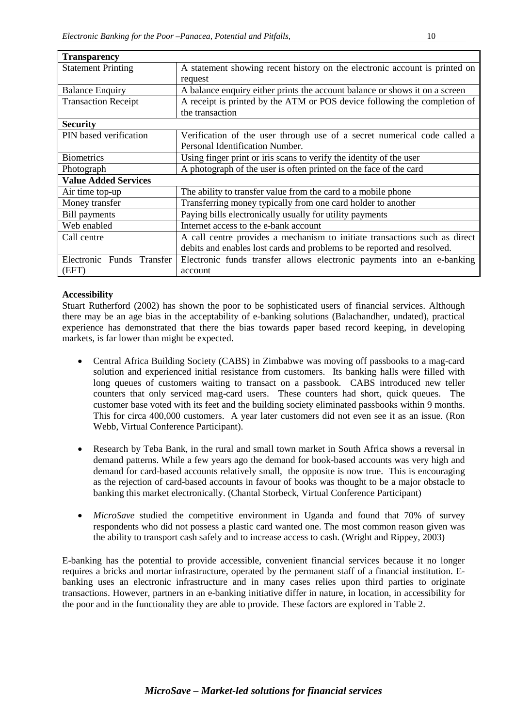| **Transparency** | |
|---|---|
| Statement Printing | A statement showing recent history on the electronic account is printed on request |
| Balance Enquiry | A balance enquiry either prints the account balance or shows it on a screen |
| Transaction Receipt | A receipt is printed by the ATM or POS device following the completion of the transaction |
| **Security** | |
| PIN based verification | Verification of the user through use of a secret numerical code called a Personal Identification Number. |
| Biometrics | Using finger print or iris scans to verify the identity of the user |
| Photograph | A photograph of the user is often printed on the face of the card |
| **Value Added Services** | |
| Air time top-up | The ability to transfer value from the card to a mobile phone |
| Money transfer | Transferring money typically from one card holder to another |
| Bill payments | Paying bills electronically usually for utility payments |
| Web enabled | Internet access to the e-bank account |
| Call centre | A call centre provides a mechanism to initiate transactions such as direct debits and enables lost cards and problems to be reported and resolved. |
| Electronic Funds Transfer (EFT) | Electronic funds transfer allows electronic payments into an e-banking account |

**Accessibility**

Stuart Rutherford (2002) has shown the poor to be sophisticated users of financial services. Although there may be an age bias in the acceptability of e-banking solutions (Balachandher, undated), practical experience has demonstrated that there the bias towards paper based record keeping, in developing markets, is far lower than might be expected.

- Central Africa Building Society (CABS) in Zimbabwe was moving off passbooks to a mag-card solution and experienced initial resistance from customers. Its banking halls were filled with long queues of customers waiting to transact on a passbook. CABS introduced new teller counters that only serviced mag-card users. These counters had short, quick queues. The customer base voted with its feet and the building society eliminated passbooks within 9 months. This for circa 400,000 customers. A year later customers did not even see it as an issue. (Ron Webb, Virtual Conference Participant).

- Research by Teba Bank, in the rural and small town market in South Africa shows a reversal in demand patterns. While a few years ago the demand for book-based accounts was very high and demand for card-based accounts relatively small, the opposite is now true. This is encouraging as the rejection of card-based accounts in favour of books was thought to be a major obstacle to banking this market electronically. (Chantal Storbeck, Virtual Conference Participant)

- *MicroSave* studied the competitive environment in Uganda and found that 70% of survey respondents who did not possess a plastic card wanted one. The most common reason given was the ability to transport cash safely and to increase access to cash. (Wright and Rippey, 2003)

E-banking has the potential to provide accessible, convenient financial services because it no longer requires a bricks and mortar infrastructure, operated by the permanent staff of a financial institution. E-banking uses an electronic infrastructure and in many cases relies upon third parties to originate transactions. However, partners in an e-banking initiative differ in nature, in location, in accessibility for the poor and in the functionality they are able to provide. These factors are explored in Table 2.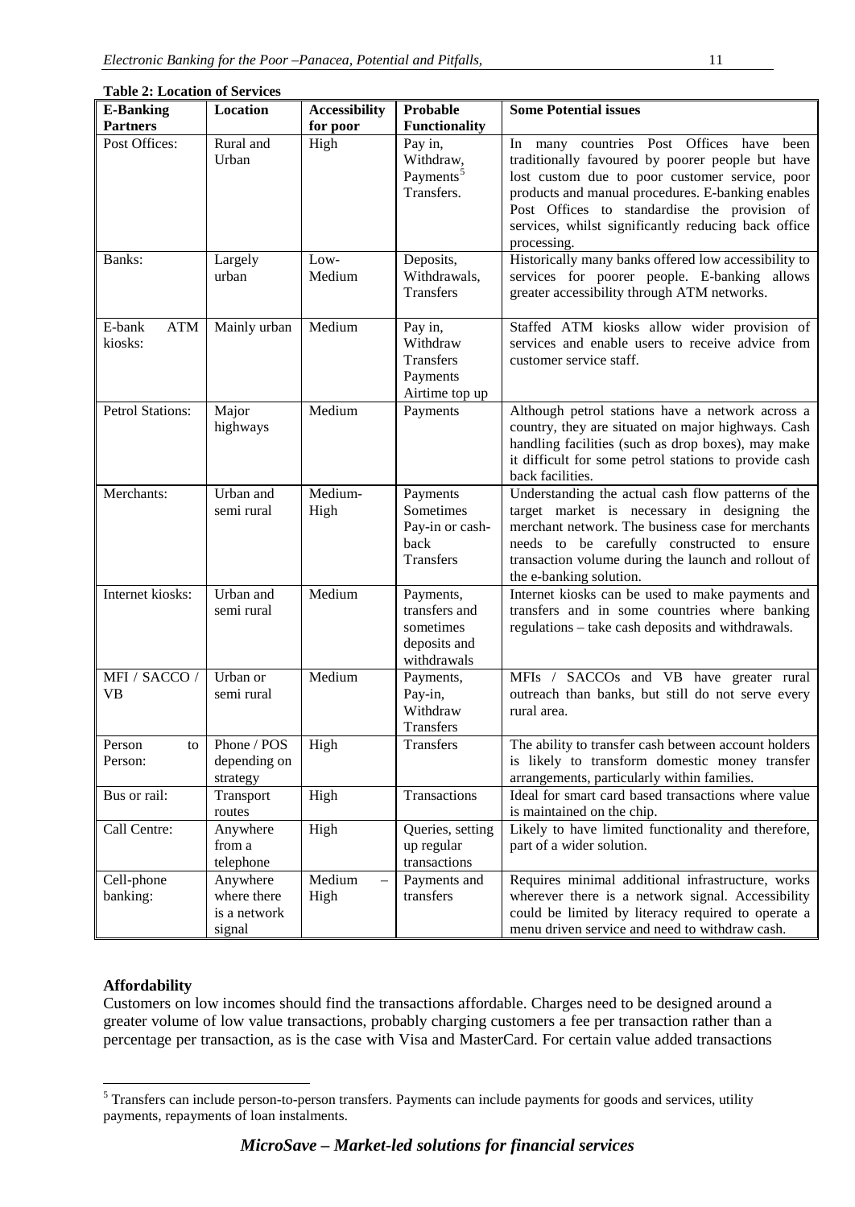**Table 2: Location of Services**

| E-Banking Partners | Location | Accessibility for poor | Probable Functionality | Some Potential issues |
|---|---|---|---|---|
| Post Offices: | Rural and Urban | High | Pay in, Withdraw, Payments[5] Transfers. | In many countries Post Offices have been traditionally favoured by poorer people but have lost custom due to poor customer service, poor products and manual procedures. E-banking enables Post Offices to standardise the provision of services, whilst significantly reducing back office processing. |
| Banks: | Largely urban | Low-Medium | Deposits, Withdrawals, Transfers | Historically many banks offered low accessibility to services for poorer people. E-banking allows greater accessibility through ATM networks. |
| E-bank ATM kiosks: | Mainly urban | Medium | Pay in, Withdraw Transfers Payments Airtime top up | Staffed ATM kiosks allow wider provision of services and enable users to receive advice from customer service staff. |
| Petrol Stations: | Major highways | Medium | Payments | Although petrol stations have a network across a country, they are situated on major highways. Cash handling facilities (such as drop boxes), may make it difficult for some petrol stations to provide cash back facilities. |
| Merchants: | Urban and semi rural | Medium-High | Payments Sometimes Pay-in or cash-back Transfers | Understanding the actual cash flow patterns of the target market is necessary in designing the merchant network. The business case for merchants needs to be carefully constructed to ensure transaction volume during the launch and rollout of the e-banking solution. |
| Internet kiosks: | Urban and semi rural | Medium | Payments, transfers and sometimes deposits and withdrawals | Internet kiosks can be used to make payments and transfers and in some countries where banking regulations – take cash deposits and withdrawals. |
| MFI / SACCO / VB | Urban or semi rural | Medium | Payments, Pay-in, Withdraw Transfers | MFIs / SACCOs and VB have greater rural outreach than banks, but still do not serve every rural area. |
| Person to Person: | Phone / POS depending on strategy | High | Transfers | The ability to transfer cash between account holders is likely to transform domestic money transfer arrangements, particularly within families. |
| Bus or rail: | Transport routes | High | Transactions | Ideal for smart card based transactions where value is maintained on the chip. |
| Call Centre: | Anywhere from a telephone | High | Queries, setting up regular transactions | Likely to have limited functionality and therefore, part of a wider solution. |
| Cell-phone banking: | Anywhere where there is a network signal | Medium – High | Payments and transfers | Requires minimal additional infrastructure, works wherever there is a network signal. Accessibility could be limited by literacy required to operate a menu driven service and need to withdraw cash. |

**Affordability**

Customers on low incomes should find the transactions affordable. Charges need to be designed around a greater volume of low value transactions, probably charging customers a fee per transaction rather than a percentage per transaction, as is the case with Visa and MasterCard. For certain value added transactions

[5] Transfers can include person-to-person transfers. Payments can include payments for goods and services, utility payments, repayments of loan instalments.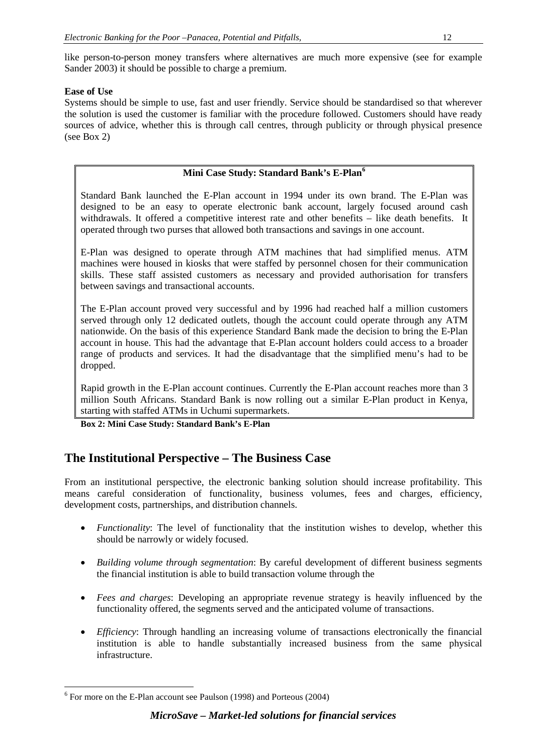like person-to-person money transfers where alternatives are much more expensive (see for example Sander 2003) it should be possible to charge a premium.

**Ease of Use**

Systems should be simple to use, fast and user friendly. Service should be standardised so that wherever the solution is used the customer is familiar with the procedure followed. Customers should have ready sources of advice, whether this is through call centres, through publicity or through physical presence (see Box 2)

> **Mini Case Study: Standard Bank's E-Plan[6]**
>
> Standard Bank launched the E-Plan account in 1994 under its own brand. The E-Plan was designed to be an easy to operate electronic bank account, largely focused around cash withdrawals. It offered a competitive interest rate and other benefits – like death benefits. It operated through two purses that allowed both transactions and savings in one account.
>
> E-Plan was designed to operate through ATM machines that had simplified menus. ATM machines were housed in kiosks that were staffed by personnel chosen for their communication skills. These staff assisted customers as necessary and provided authorisation for transfers between savings and transactional accounts.
>
> The E-Plan account proved very successful and by 1996 had reached half a million customers served through only 12 dedicated outlets, though the account could operate through any ATM nationwide. On the basis of this experience Standard Bank made the decision to bring the E-Plan account in house. This had the advantage that E-Plan account holders could access to a broader range of products and services. It had the disadvantage that the simplified menu's had to be dropped.
>
> Rapid growth in the E-Plan account continues. Currently the E-Plan account reaches more than 3 million South Africans. Standard Bank is now rolling out a similar E-Plan product in Kenya, starting with staffed ATMs in Uchumi supermarkets.

**Box 2: Mini Case Study: Standard Bank's E-Plan**

## The Institutional Perspective – The Business Case

From an institutional perspective, the electronic banking solution should increase profitability. This means careful consideration of functionality, business volumes, fees and charges, efficiency, development costs, partnerships, and distribution channels.

- *Functionality*: The level of functionality that the institution wishes to develop, whether this should be narrowly or widely focused.
- *Building volume through segmentation*: By careful development of different business segments the financial institution is able to build transaction volume through the
- *Fees and charges*: Developing an appropriate revenue strategy is heavily influenced by the functionality offered, the segments served and the anticipated volume of transactions.
- *Efficiency*: Through handling an increasing volume of transactions electronically the financial institution is able to handle substantially increased business from the same physical infrastructure.

---

[6] For more on the E-Plan account see Paulson (1998) and Porteous (2004)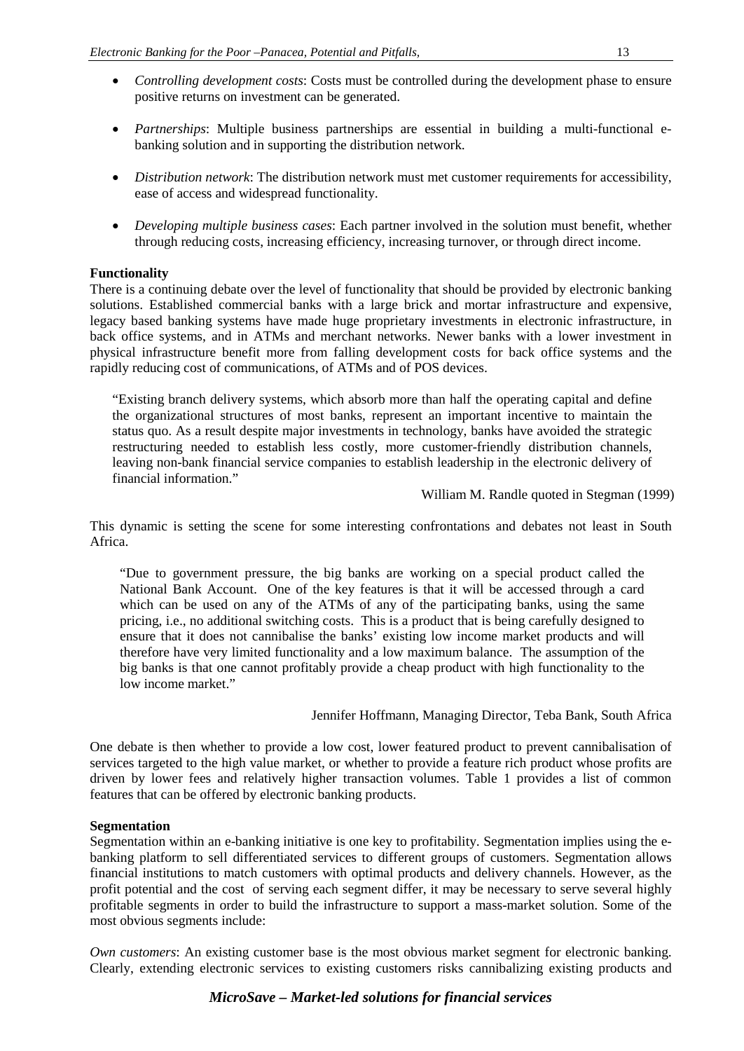- *Controlling development costs*: Costs must be controlled during the development phase to ensure positive returns on investment can be generated.

- *Partnerships*: Multiple business partnerships are essential in building a multi-functional e-banking solution and in supporting the distribution network.

- *Distribution network*: The distribution network must met customer requirements for accessibility, ease of access and widespread functionality.

- *Developing multiple business cases*: Each partner involved in the solution must benefit, whether through reducing costs, increasing efficiency, increasing turnover, or through direct income.

**Functionality**

There is a continuing debate over the level of functionality that should be provided by electronic banking solutions. Established commercial banks with a large brick and mortar infrastructure and expensive, legacy based banking systems have made huge proprietary investments in electronic infrastructure, in back office systems, and in ATMs and merchant networks. Newer banks with a lower investment in physical infrastructure benefit more from falling development costs for back office systems and the rapidly reducing cost of communications, of ATMs and of POS devices.

> "Existing branch delivery systems, which absorb more than half the operating capital and define the organizational structures of most banks, represent an important incentive to maintain the status quo. As a result despite major investments in technology, banks have avoided the strategic restructuring needed to establish less costly, more customer-friendly distribution channels, leaving non-bank financial service companies to establish leadership in the electronic delivery of financial information."
>
> William M. Randle quoted in Stegman (1999)

This dynamic is setting the scene for some interesting confrontations and debates not least in South Africa.

> "Due to government pressure, the big banks are working on a special product called the National Bank Account. One of the key features is that it will be accessed through a card which can be used on any of the ATMs of any of the participating banks, using the same pricing, i.e., no additional switching costs. This is a product that is being carefully designed to ensure that it does not cannibalise the banks' existing low income market products and will therefore have very limited functionality and a low maximum balance. The assumption of the big banks is that one cannot profitably provide a cheap product with high functionality to the low income market."
>
> Jennifer Hoffmann, Managing Director, Teba Bank, South Africa

One debate is then whether to provide a low cost, lower featured product to prevent cannibalisation of services targeted to the high value market, or whether to provide a feature rich product whose profits are driven by lower fees and relatively higher transaction volumes. Table 1 provides a list of common features that can be offered by electronic banking products.

**Segmentation**

Segmentation within an e-banking initiative is one key to profitability. Segmentation implies using the e-banking platform to sell differentiated services to different groups of customers. Segmentation allows financial institutions to match customers with optimal products and delivery channels. However, as the profit potential and the cost of serving each segment differ, it may be necessary to serve several highly profitable segments in order to build the infrastructure to support a mass-market solution. Some of the most obvious segments include:

*Own customers*: An existing customer base is the most obvious market segment for electronic banking. Clearly, extending electronic services to existing customers risks cannibalizing existing products and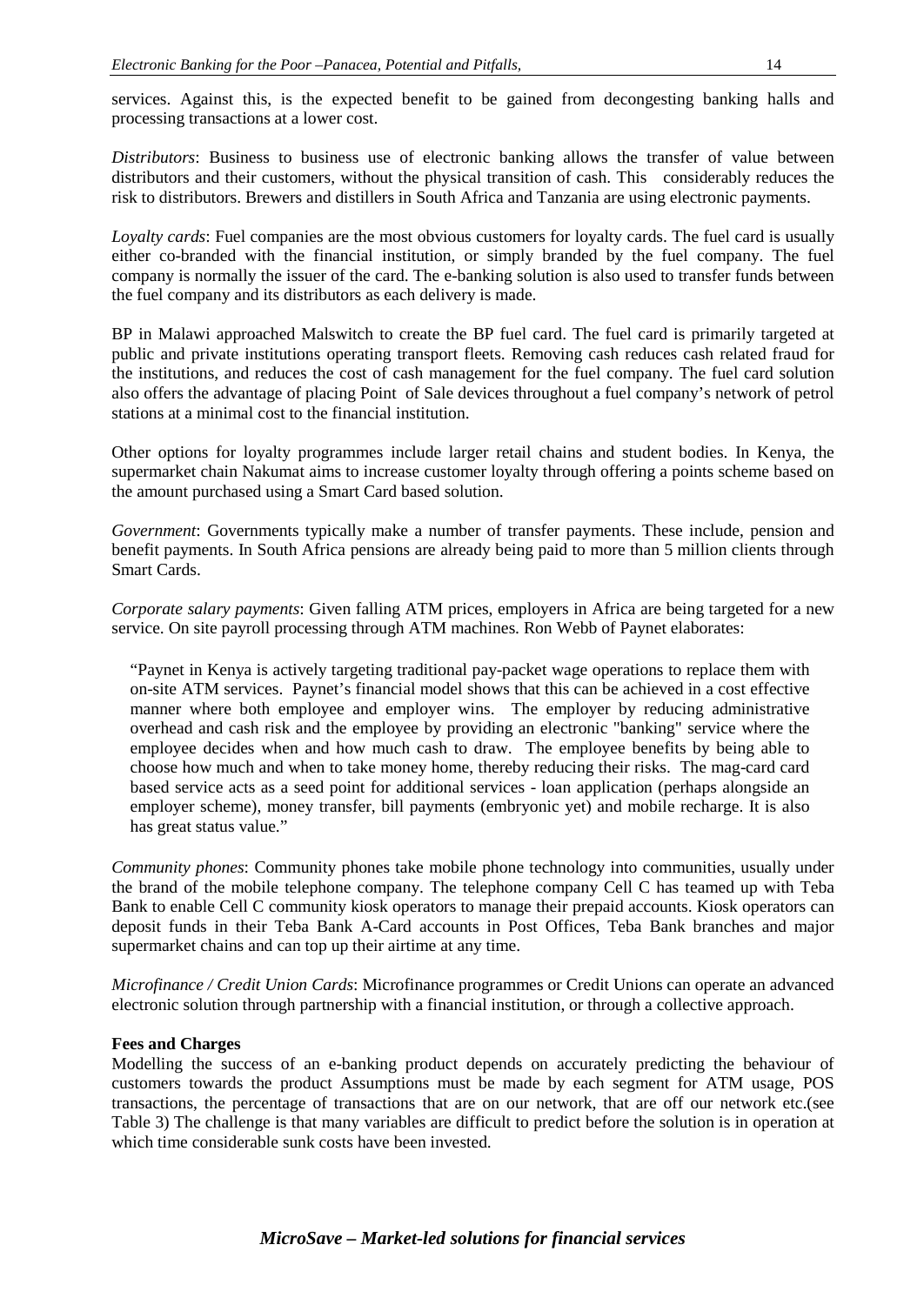services. Against this, is the expected benefit to be gained from decongesting banking halls and processing transactions at a lower cost.

*Distributors*: Business to business use of electronic banking allows the transfer of value between distributors and their customers, without the physical transition of cash. This considerably reduces the risk to distributors. Brewers and distillers in South Africa and Tanzania are using electronic payments.

*Loyalty cards*: Fuel companies are the most obvious customers for loyalty cards. The fuel card is usually either co-branded with the financial institution, or simply branded by the fuel company. The fuel company is normally the issuer of the card. The e-banking solution is also used to transfer funds between the fuel company and its distributors as each delivery is made.

BP in Malawi approached Malswitch to create the BP fuel card. The fuel card is primarily targeted at public and private institutions operating transport fleets. Removing cash reduces cash related fraud for the institutions, and reduces the cost of cash management for the fuel company. The fuel card solution also offers the advantage of placing Point of Sale devices throughout a fuel company's network of petrol stations at a minimal cost to the financial institution.

Other options for loyalty programmes include larger retail chains and student bodies. In Kenya, the supermarket chain Nakumat aims to increase customer loyalty through offering a points scheme based on the amount purchased using a Smart Card based solution.

*Government*: Governments typically make a number of transfer payments. These include, pension and benefit payments. In South Africa pensions are already being paid to more than 5 million clients through Smart Cards.

*Corporate salary payments*: Given falling ATM prices, employers in Africa are being targeted for a new service. On site payroll processing through ATM machines. Ron Webb of Paynet elaborates:

> "Paynet in Kenya is actively targeting traditional pay-packet wage operations to replace them with on-site ATM services. Paynet's financial model shows that this can be achieved in a cost effective manner where both employee and employer wins. The employer by reducing administrative overhead and cash risk and the employee by providing an electronic "banking" service where the employee decides when and how much cash to draw. The employee benefits by being able to choose how much and when to take money home, thereby reducing their risks. The mag-card card based service acts as a seed point for additional services - loan application (perhaps alongside an employer scheme), money transfer, bill payments (embryonic yet) and mobile recharge. It is also has great status value."

*Community phones*: Community phones take mobile phone technology into communities, usually under the brand of the mobile telephone company. The telephone company Cell C has teamed up with Teba Bank to enable Cell C community kiosk operators to manage their prepaid accounts. Kiosk operators can deposit funds in their Teba Bank A-Card accounts in Post Offices, Teba Bank branches and major supermarket chains and can top up their airtime at any time.

*Microfinance / Credit Union Cards*: Microfinance programmes or Credit Unions can operate an advanced electronic solution through partnership with a financial institution, or through a collective approach.

**Fees and Charges**

Modelling the success of an e-banking product depends on accurately predicting the behaviour of customers towards the product Assumptions must be made by each segment for ATM usage, POS transactions, the percentage of transactions that are on our network, that are off our network etc.(see Table 3) The challenge is that many variables are difficult to predict before the solution is in operation at which time considerable sunk costs have been invested.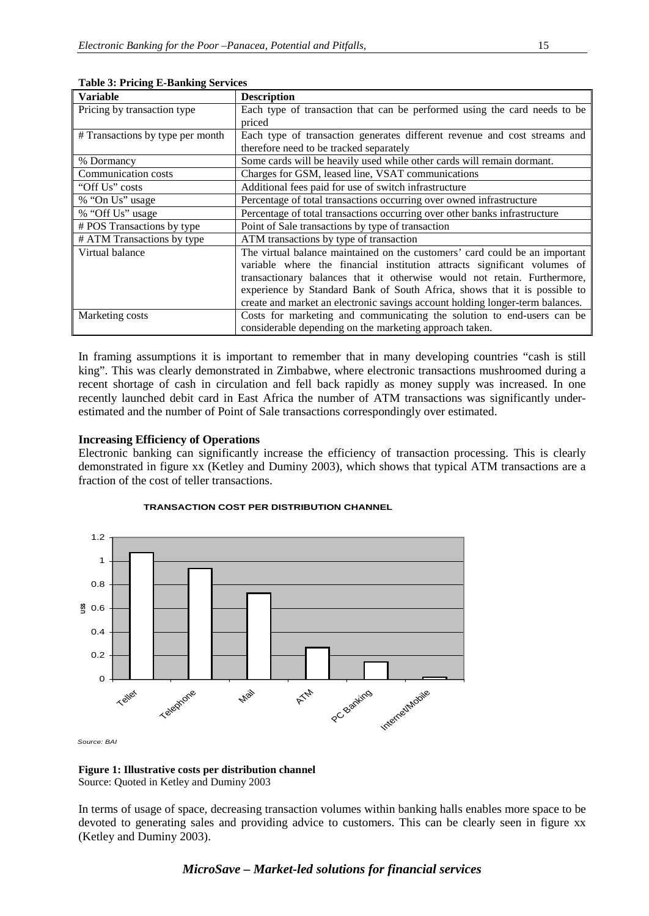**Table 3: Pricing E-Banking Services**

| Variable | Description |
|---|---|
| Pricing by transaction type | Each type of transaction that can be performed using the card needs to be priced |
| # Transactions by type per month | Each type of transaction generates different revenue and cost streams and therefore need to be tracked separately |
| % Dormancy | Some cards will be heavily used while other cards will remain dormant. |
| Communication costs | Charges for GSM, leased line, VSAT communications |
| "Off Us" costs | Additional fees paid for use of switch infrastructure |
| % "On Us" usage | Percentage of total transactions occurring over owned infrastructure |
| % "Off Us" usage | Percentage of total transactions occurring over other banks infrastructure |
| # POS Transactions by type | Point of Sale transactions by type of transaction |
| # ATM Transactions by type | ATM transactions by type of transaction |
| Virtual balance | The virtual balance maintained on the customers' card could be an important variable where the financial institution attracts significant volumes of transactionary balances that it otherwise would not retain. Furthermore, experience by Standard Bank of South Africa, shows that it is possible to create and market an electronic savings account holding longer-term balances. |
| Marketing costs | Costs for marketing and communicating the solution to end-users can be considerable depending on the marketing approach taken. |

In framing assumptions it is important to remember that in many developing countries "cash is still king". This was clearly demonstrated in Zimbabwe, where electronic transactions mushroomed during a recent shortage of cash in circulation and fell back rapidly as money supply was increased. In one recently launched debit card in East Africa the number of ATM transactions was significantly under-estimated and the number of Point of Sale transactions correspondingly over estimated.

**Increasing Efficiency of Operations**

Electronic banking can significantly increase the efficiency of transaction processing. This is clearly demonstrated in figure xx (Ketley and Duminy 2003), which shows that typical ATM transactions are a fraction of the cost of teller transactions.

**TRANSACTION COST PER DISTRIBUTION CHANNEL**

| Channel | US$ |
|---|---|
| Teller | ~1.07 |
| Telephone | ~0.93 |
| Mail | ~0.73 |
| ATM | ~0.27 |
| PC Banking | ~0.15 |
| Internet/Mobile | ~0.02 |

*Source: BAI*

**Figure 1: Illustrative costs per distribution channel**
Source: Quoted in Ketley and Duminy 2003

In terms of usage of space, decreasing transaction volumes within banking halls enables more space to be devoted to generating sales and providing advice to customers. This can be clearly seen in figure xx (Ketley and Duminy 2003).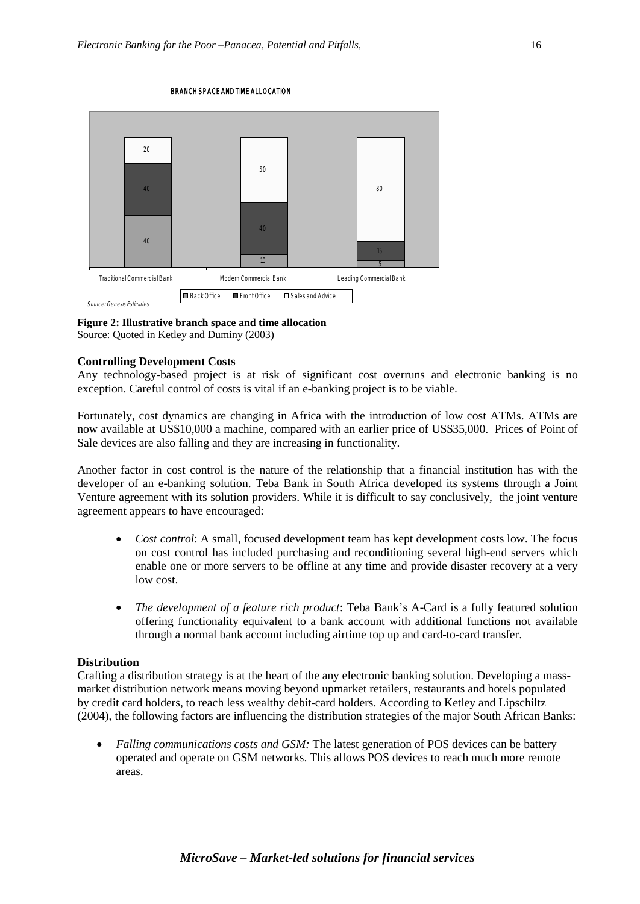**BRANCH SPACE AND TIME ALLOCATION**

| | Traditional Commercial Bank | Modern Commercial Bank | Leading Commercial Bank |
|---|---|---|---|
| Back Office | 40 | 10 | 5 |
| Front Office | 40 | 40 | 15 |
| Sales and Advice | 20 | 50 | 80 |

*Source: Genesis Estimates*

**Figure 2: Illustrative branch space and time allocation**
Source: Quoted in Ketley and Duminy (2003)

**Controlling Development Costs**

Any technology-based project is at risk of significant cost overruns and electronic banking is no exception. Careful control of costs is vital if an e-banking project is to be viable.

Fortunately, cost dynamics are changing in Africa with the introduction of low cost ATMs. ATMs are now available at US$10,000 a machine, compared with an earlier price of US$35,000. Prices of Point of Sale devices are also falling and they are increasing in functionality.

Another factor in cost control is the nature of the relationship that a financial institution has with the developer of an e-banking solution. Teba Bank in South Africa developed its systems through a Joint Venture agreement with its solution providers. While it is difficult to say conclusively, the joint venture agreement appears to have encouraged:

- *Cost control*: A small, focused development team has kept development costs low. The focus on cost control has included purchasing and reconditioning several high-end servers which enable one or more servers to be offline at any time and provide disaster recovery at a very low cost.
- *The development of a feature rich product*: Teba Bank's A-Card is a fully featured solution offering functionality equivalent to a bank account with additional functions not available through a normal bank account including airtime top up and card-to-card transfer.

**Distribution**

Crafting a distribution strategy is at the heart of the any electronic banking solution. Developing a mass-market distribution network means moving beyond upmarket retailers, restaurants and hotels populated by credit card holders, to reach less wealthy debit-card holders. According to Ketley and Lipschiltz (2004), the following factors are influencing the distribution strategies of the major South African Banks:

- *Falling communications costs and GSM:* The latest generation of POS devices can be battery operated and operate on GSM networks. This allows POS devices to reach much more remote areas.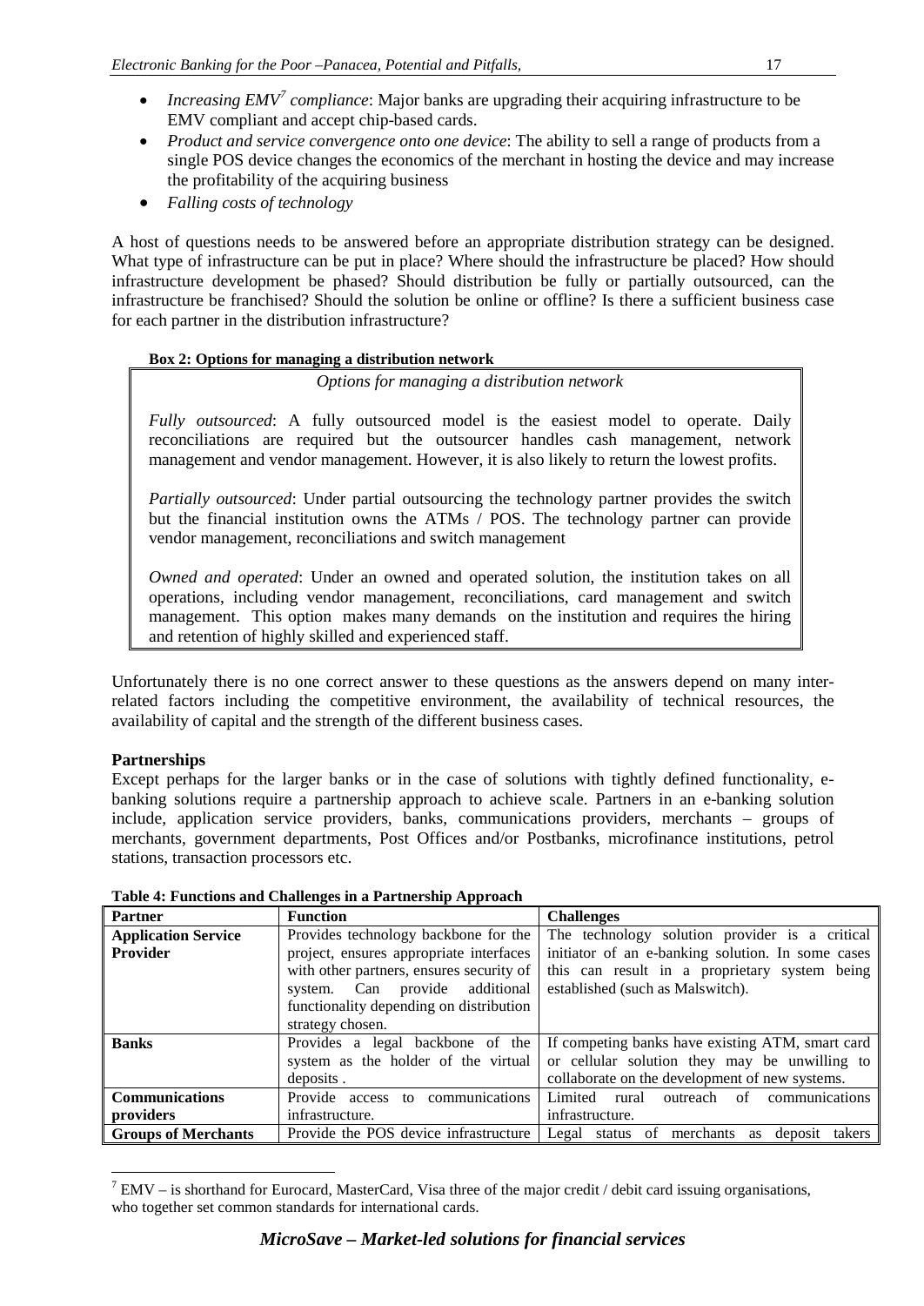- *Increasing EMV[7] compliance*: Major banks are upgrading their acquiring infrastructure to be EMV compliant and accept chip-based cards.
- *Product and service convergence onto one device*: The ability to sell a range of products from a single POS device changes the economics of the merchant in hosting the device and may increase the profitability of the acquiring business
- *Falling costs of technology*

A host of questions needs to be answered before an appropriate distribution strategy can be designed. What type of infrastructure can be put in place? Where should the infrastructure be placed? How should infrastructure development be phased? Should distribution be fully or partially outsourced, can the infrastructure be franchised? Should the solution be online or offline? Is there a sufficient business case for each partner in the distribution infrastructure?

**Box 2: Options for managing a distribution network**

> *Options for managing a distribution network*
>
> *Fully outsourced*: A fully outsourced model is the easiest model to operate. Daily reconciliations are required but the outsourcer handles cash management, network management and vendor management. However, it is also likely to return the lowest profits.
>
> *Partially outsourced*: Under partial outsourcing the technology partner provides the switch but the financial institution owns the ATMs / POS. The technology partner can provide vendor management, reconciliations and switch management
>
> *Owned and operated*: Under an owned and operated solution, the institution takes on all operations, including vendor management, reconciliations, card management and switch management. This option makes many demands on the institution and requires the hiring and retention of highly skilled and experienced staff.

Unfortunately there is no one correct answer to these questions as the answers depend on many inter-related factors including the competitive environment, the availability of technical resources, the availability of capital and the strength of the different business cases.

**Partnerships**

Except perhaps for the larger banks or in the case of solutions with tightly defined functionality, e-banking solutions require a partnership approach to achieve scale. Partners in an e-banking solution include, application service providers, banks, communications providers, merchants – groups of merchants, government departments, Post Offices and/or Postbanks, microfinance institutions, petrol stations, transaction processors etc.

**Table 4: Functions and Challenges in a Partnership Approach**

| Partner | Function | Challenges |
|---|---|---|
| **Application Service Provider** | Provides technology backbone for the project, ensures appropriate interfaces with other partners, ensures security of system. Can provide additional functionality depending on distribution strategy chosen. | The technology solution provider is a critical initiator of an e-banking solution. In some cases this can result in a proprietary system being established (such as Malswitch). |
| **Banks** | Provides a legal backbone of the system as the holder of the virtual deposits . | If competing banks have existing ATM, smart card or cellular solution they may be unwilling to collaborate on the development of new systems. |
| **Communications providers** | Provide access to communications infrastructure. | Limited rural outreach of communications infrastructure. |
| **Groups of Merchants** | Provide the POS device infrastructure | Legal status of merchants as deposit takers |

[7] EMV – is shorthand for Eurocard, MasterCard, Visa three of the major credit / debit card issuing organisations, who together set common standards for international cards.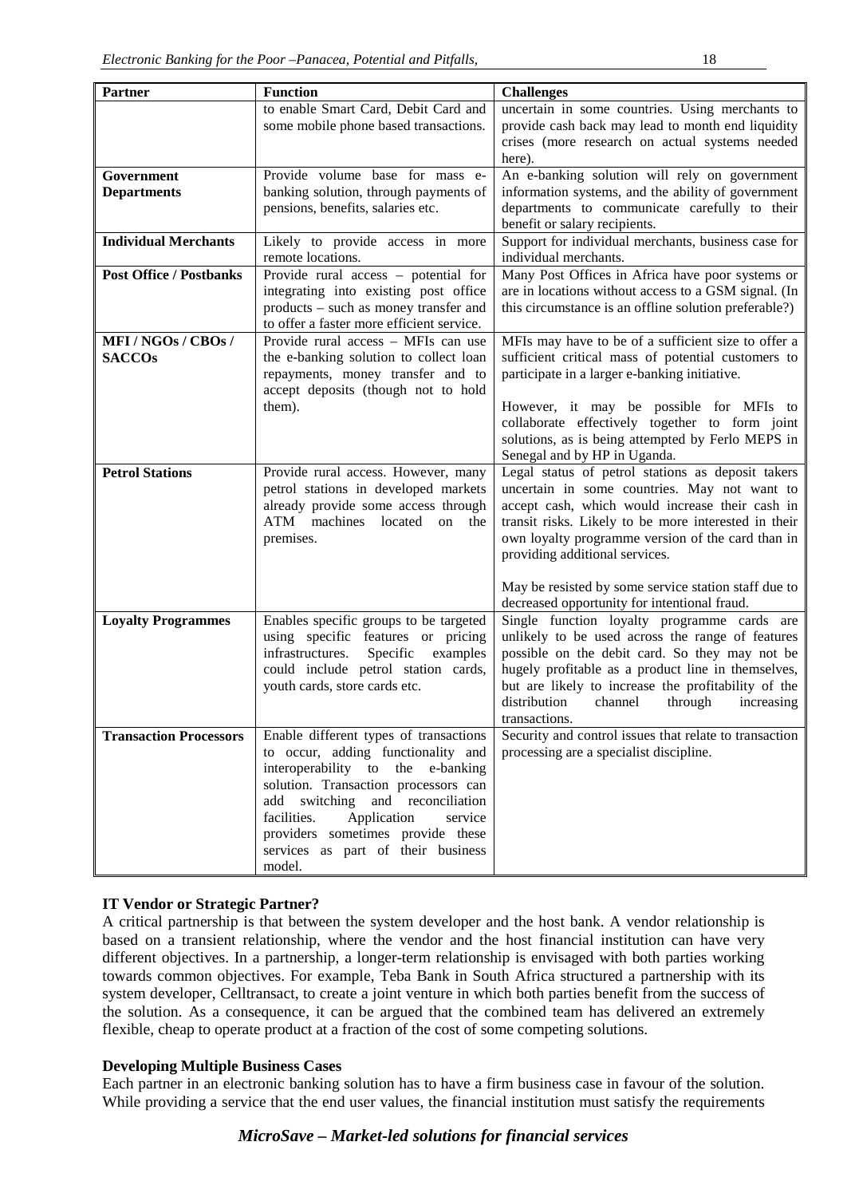| Partner | Function | Challenges |
|---|---|---|
| | to enable Smart Card, Debit Card and some mobile phone based transactions. | uncertain in some countries. Using merchants to provide cash back may lead to month end liquidity crises (more research on actual systems needed here). |
| **Government Departments** | Provide volume base for mass e-banking solution, through payments of pensions, benefits, salaries etc. | An e-banking solution will rely on government information systems, and the ability of government departments to communicate carefully to their benefit or salary recipients. |
| **Individual Merchants** | Likely to provide access in more remote locations. | Support for individual merchants, business case for individual merchants. |
| **Post Office / Postbanks** | Provide rural access – potential for integrating into existing post office products – such as money transfer and to offer a faster more efficient service. | Many Post Offices in Africa have poor systems or are in locations without access to a GSM signal. (In this circumstance is an offline solution preferable?) |
| **MFI / NGOs / CBOs / SACCOs** | Provide rural access – MFIs can use the e-banking solution to collect loan repayments, money transfer and to accept deposits (though not to hold them). | MFIs may have to be of a sufficient size to offer a sufficient critical mass of potential customers to participate in a larger e-banking initiative.<br><br>However, it may be possible for MFIs to collaborate effectively together to form joint solutions, as is being attempted by Ferlo MEPS in Senegal and by HP in Uganda. |
| **Petrol Stations** | Provide rural access. However, many petrol stations in developed markets already provide some access through ATM machines located on the premises. | Legal status of petrol stations as deposit takers uncertain in some countries. May not want to accept cash, which would increase their cash in transit risks. Likely to be more interested in their own loyalty programme version of the card than in providing additional services.<br><br>May be resisted by some service station staff due to decreased opportunity for intentional fraud. |
| **Loyalty Programmes** | Enables specific groups to be targeted using specific features or pricing infrastructures. Specific examples could include petrol station cards, youth cards, store cards etc. | Single function loyalty programme cards are unlikely to be used across the range of features possible on the debit card. So they may not be hugely profitable as a product line in themselves, but are likely to increase the profitability of the distribution channel through increasing transactions. |
| **Transaction Processors** | Enable different types of transactions to occur, adding functionality and interoperability to the e-banking solution. Transaction processors can add switching and reconciliation facilities. Application service providers sometimes provide these services as part of their business model. | Security and control issues that relate to transaction processing are a specialist discipline. |

**IT Vendor or Strategic Partner?**

A critical partnership is that between the system developer and the host bank. A vendor relationship is based on a transient relationship, where the vendor and the host financial institution can have very different objectives. In a partnership, a longer-term relationship is envisaged with both parties working towards common objectives. For example, Teba Bank in South Africa structured a partnership with its system developer, Celltransact, to create a joint venture in which both parties benefit from the success of the solution. As a consequence, it can be argued that the combined team has delivered an extremely flexible, cheap to operate product at a fraction of the cost of some competing solutions.

**Developing Multiple Business Cases**

Each partner in an electronic banking solution has to have a firm business case in favour of the solution. While providing a service that the end user values, the financial institution must satisfy the requirements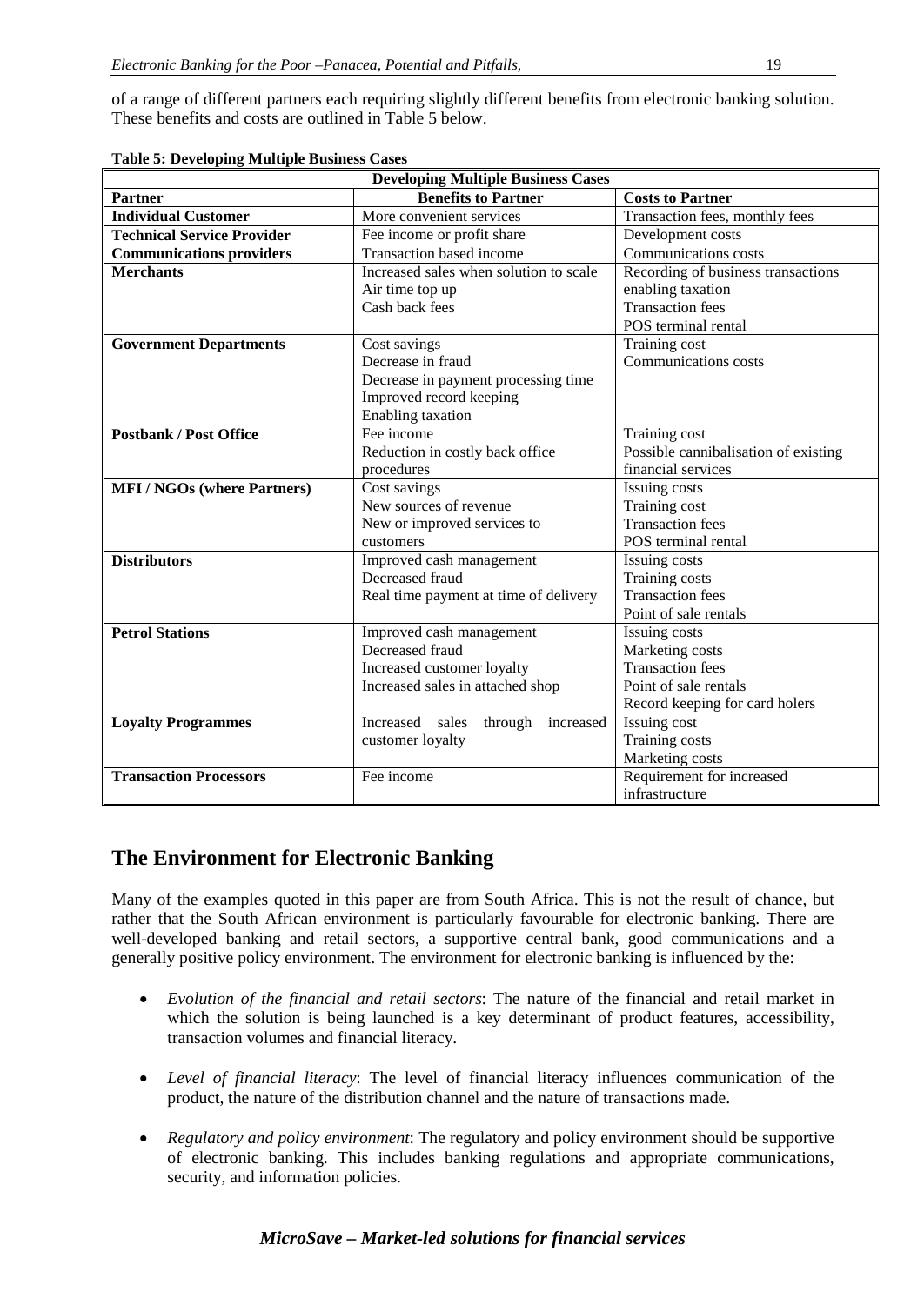of a range of different partners each requiring slightly different benefits from electronic banking solution. These benefits and costs are outlined in Table 5 below.

**Table 5: Developing Multiple Business Cases**

| Developing Multiple Business Cases | | |
|---|---|---|
| **Partner** | **Benefits to Partner** | **Costs to Partner** |
| **Individual Customer** | More convenient services | Transaction fees, monthly fees |
| **Technical Service Provider** | Fee income or profit share | Development costs |
| **Communications providers** | Transaction based income | Communications costs |
| **Merchants** | Increased sales when solution to scale<br>Air time top up<br>Cash back fees | Recording of business transactions enabling taxation<br>Transaction fees<br>POS terminal rental |
| **Government Departments** | Cost savings<br>Decrease in fraud<br>Decrease in payment processing time<br>Improved record keeping<br>Enabling taxation | Training cost<br>Communications costs |
| **Postbank / Post Office** | Fee income<br>Reduction in costly back office procedures | Training cost<br>Possible cannibalisation of existing financial services |
| **MFI / NGOs (where Partners)** | Cost savings<br>New sources of revenue<br>New or improved services to customers | Issuing costs<br>Training cost<br>Transaction fees<br>POS terminal rental |
| **Distributors** | Improved cash management<br>Decreased fraud<br>Real time payment at time of delivery | Issuing costs<br>Training costs<br>Transaction fees<br>Point of sale rentals |
| **Petrol Stations** | Improved cash management<br>Decreased fraud<br>Increased customer loyalty<br>Increased sales in attached shop | Issuing costs<br>Marketing costs<br>Transaction fees<br>Point of sale rentals<br>Record keeping for card holers |
| **Loyalty Programmes** | Increased sales through increased customer loyalty | Issuing cost<br>Training costs<br>Marketing costs |
| **Transaction Processors** | Fee income | Requirement for increased infrastructure |

## The Environment for Electronic Banking

Many of the examples quoted in this paper are from South Africa. This is not the result of chance, but rather that the South African environment is particularly favourable for electronic banking. There are well-developed banking and retail sectors, a supportive central bank, good communications and a generally positive policy environment. The environment for electronic banking is influenced by the:

- *Evolution of the financial and retail sectors*: The nature of the financial and retail market in which the solution is being launched is a key determinant of product features, accessibility, transaction volumes and financial literacy.

- *Level of financial literacy*: The level of financial literacy influences communication of the product, the nature of the distribution channel and the nature of transactions made.

- *Regulatory and policy environment*: The regulatory and policy environment should be supportive of electronic banking. This includes banking regulations and appropriate communications, security, and information policies.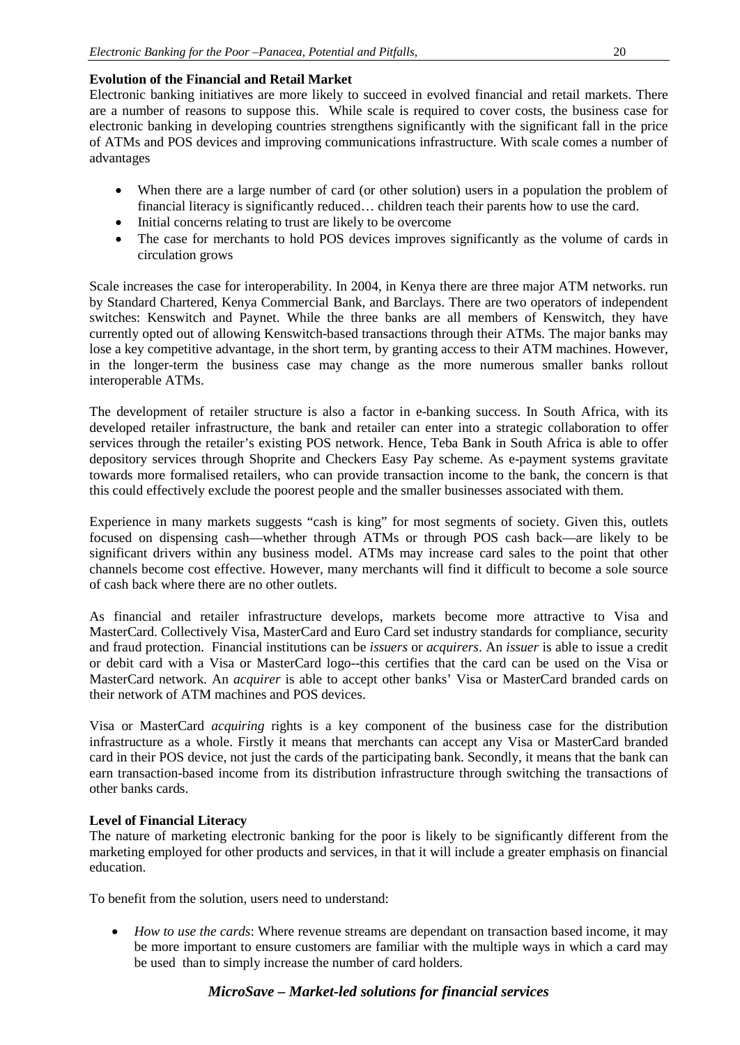**Evolution of the Financial and Retail Market**

Electronic banking initiatives are more likely to succeed in evolved financial and retail markets. There are a number of reasons to suppose this. While scale is required to cover costs, the business case for electronic banking in developing countries strengthens significantly with the significant fall in the price of ATMs and POS devices and improving communications infrastructure. With scale comes a number of advantages

- When there are a large number of card (or other solution) users in a population the problem of financial literacy is significantly reduced… children teach their parents how to use the card.
- Initial concerns relating to trust are likely to be overcome
- The case for merchants to hold POS devices improves significantly as the volume of cards in circulation grows

Scale increases the case for interoperability. In 2004, in Kenya there are three major ATM networks. run by Standard Chartered, Kenya Commercial Bank, and Barclays. There are two operators of independent switches: Kenswitch and Paynet. While the three banks are all members of Kenswitch, they have currently opted out of allowing Kenswitch-based transactions through their ATMs. The major banks may lose a key competitive advantage, in the short term, by granting access to their ATM machines. However, in the longer-term the business case may change as the more numerous smaller banks rollout interoperable ATMs.

The development of retailer structure is also a factor in e-banking success. In South Africa, with its developed retailer infrastructure, the bank and retailer can enter into a strategic collaboration to offer services through the retailer's existing POS network. Hence, Teba Bank in South Africa is able to offer depository services through Shoprite and Checkers Easy Pay scheme. As e-payment systems gravitate towards more formalised retailers, who can provide transaction income to the bank, the concern is that this could effectively exclude the poorest people and the smaller businesses associated with them.

Experience in many markets suggests "cash is king" for most segments of society. Given this, outlets focused on dispensing cash—whether through ATMs or through POS cash back—are likely to be significant drivers within any business model. ATMs may increase card sales to the point that other channels become cost effective. However, many merchants will find it difficult to become a sole source of cash back where there are no other outlets.

As financial and retailer infrastructure develops, markets become more attractive to Visa and MasterCard. Collectively Visa, MasterCard and Euro Card set industry standards for compliance, security and fraud protection. Financial institutions can be *issuers* or *acquirers*. An *issuer* is able to issue a credit or debit card with a Visa or MasterCard logo--this certifies that the card can be used on the Visa or MasterCard network. An *acquirer* is able to accept other banks' Visa or MasterCard branded cards on their network of ATM machines and POS devices.

Visa or MasterCard *acquiring* rights is a key component of the business case for the distribution infrastructure as a whole. Firstly it means that merchants can accept any Visa or MasterCard branded card in their POS device, not just the cards of the participating bank. Secondly, it means that the bank can earn transaction-based income from its distribution infrastructure through switching the transactions of other banks cards.

**Level of Financial Literacy**

The nature of marketing electronic banking for the poor is likely to be significantly different from the marketing employed for other products and services, in that it will include a greater emphasis on financial education.

To benefit from the solution, users need to understand:

- *How to use the cards*: Where revenue streams are dependant on transaction based income, it may be more important to ensure customers are familiar with the multiple ways in which a card may be used than to simply increase the number of card holders.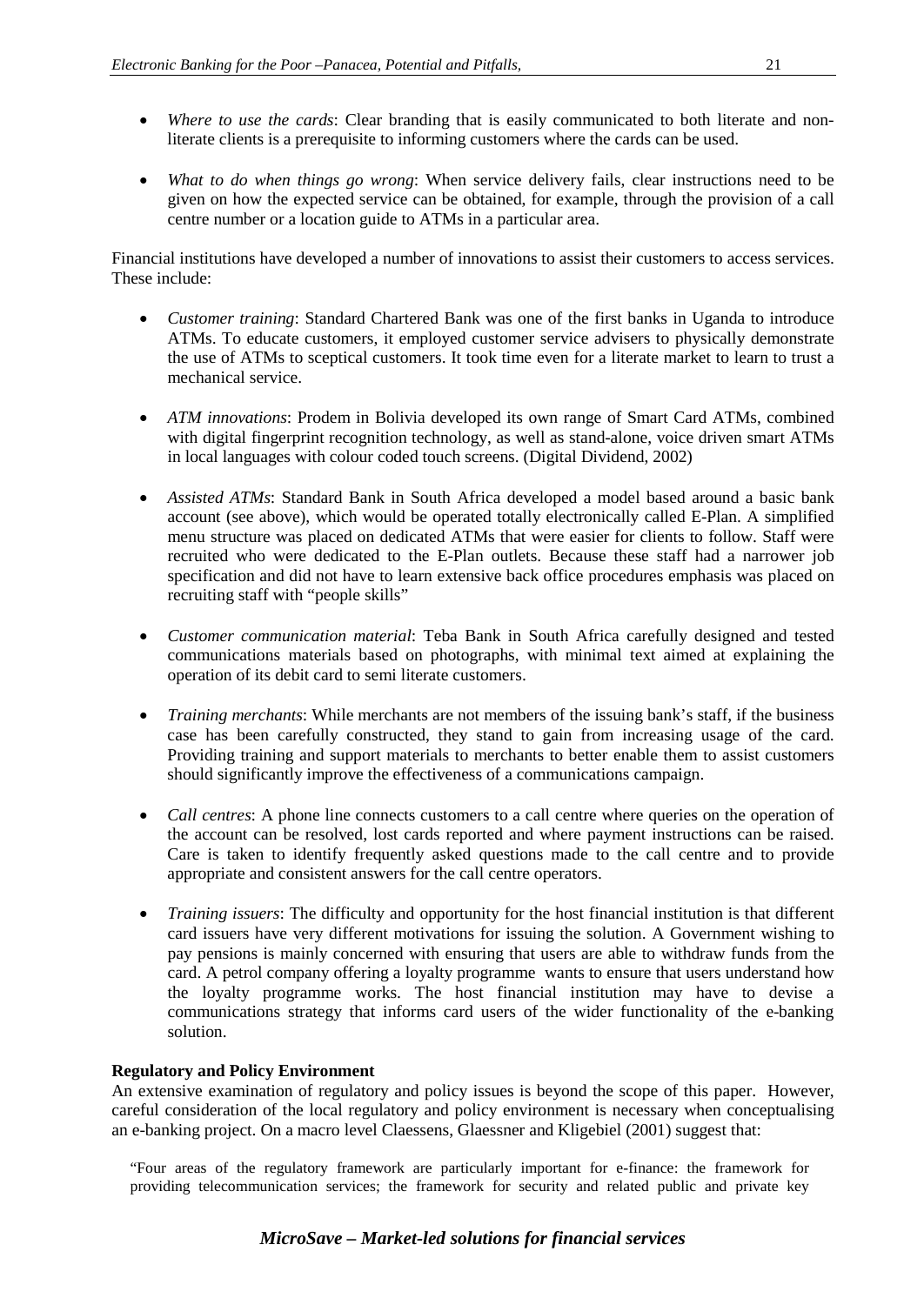- *Where to use the cards*: Clear branding that is easily communicated to both literate and non-literate clients is a prerequisite to informing customers where the cards can be used.

- *What to do when things go wrong*: When service delivery fails, clear instructions need to be given on how the expected service can be obtained, for example, through the provision of a call centre number or a location guide to ATMs in a particular area.

Financial institutions have developed a number of innovations to assist their customers to access services. These include:

- *Customer training*: Standard Chartered Bank was one of the first banks in Uganda to introduce ATMs. To educate customers, it employed customer service advisers to physically demonstrate the use of ATMs to sceptical customers. It took time even for a literate market to learn to trust a mechanical service.

- *ATM innovations*: Prodem in Bolivia developed its own range of Smart Card ATMs, combined with digital fingerprint recognition technology, as well as stand-alone, voice driven smart ATMs in local languages with colour coded touch screens. (Digital Dividend, 2002)

- *Assisted ATMs*: Standard Bank in South Africa developed a model based around a basic bank account (see above), which would be operated totally electronically called E-Plan. A simplified menu structure was placed on dedicated ATMs that were easier for clients to follow. Staff were recruited who were dedicated to the E-Plan outlets. Because these staff had a narrower job specification and did not have to learn extensive back office procedures emphasis was placed on recruiting staff with "people skills"

- *Customer communication material*: Teba Bank in South Africa carefully designed and tested communications materials based on photographs, with minimal text aimed at explaining the operation of its debit card to semi literate customers.

- *Training merchants*: While merchants are not members of the issuing bank's staff, if the business case has been carefully constructed, they stand to gain from increasing usage of the card. Providing training and support materials to merchants to better enable them to assist customers should significantly improve the effectiveness of a communications campaign.

- *Call centres*: A phone line connects customers to a call centre where queries on the operation of the account can be resolved, lost cards reported and where payment instructions can be raised. Care is taken to identify frequently asked questions made to the call centre and to provide appropriate and consistent answers for the call centre operators.

- *Training issuers*: The difficulty and opportunity for the host financial institution is that different card issuers have very different motivations for issuing the solution. A Government wishing to pay pensions is mainly concerned with ensuring that users are able to withdraw funds from the card. A petrol company offering a loyalty programme wants to ensure that users understand how the loyalty programme works. The host financial institution may have to devise a communications strategy that informs card users of the wider functionality of the e-banking solution.

**Regulatory and Policy Environment**

An extensive examination of regulatory and policy issues is beyond the scope of this paper. However, careful consideration of the local regulatory and policy environment is necessary when conceptualising an e-banking project. On a macro level Claessens, Glaessner and Kligebiel (2001) suggest that:

> "Four areas of the regulatory framework are particularly important for e-finance: the framework for providing telecommunication services; the framework for security and related public and private key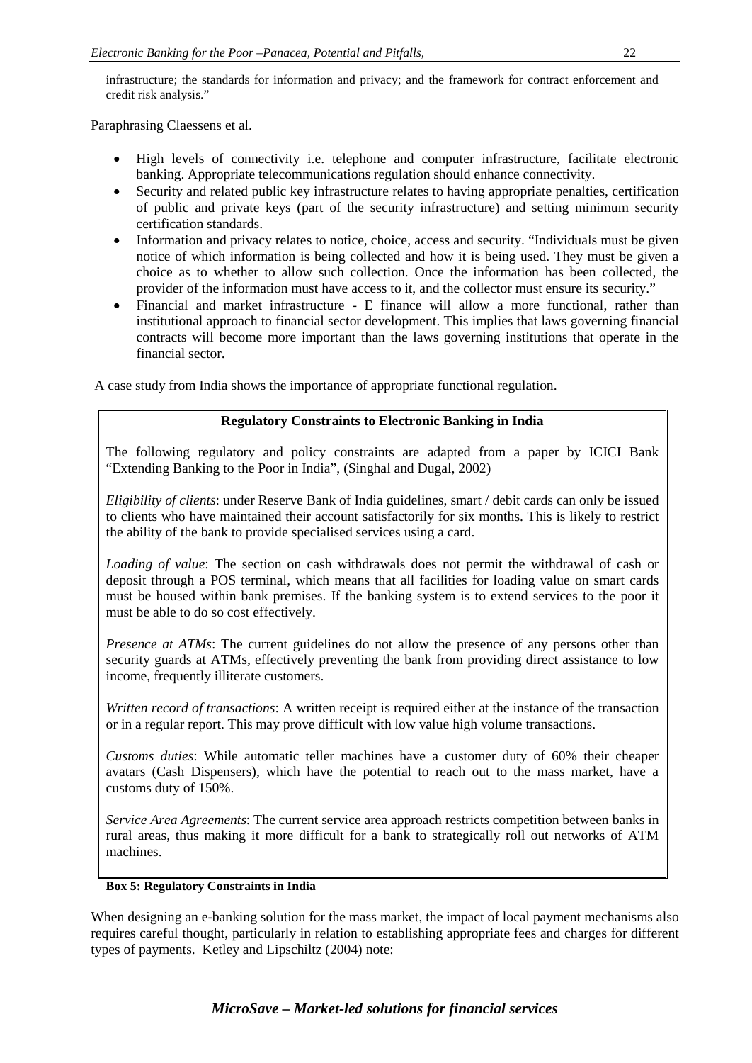infrastructure; the standards for information and privacy; and the framework for contract enforcement and credit risk analysis."

Paraphrasing Claessens et al.

- High levels of connectivity i.e. telephone and computer infrastructure, facilitate electronic banking. Appropriate telecommunications regulation should enhance connectivity.
- Security and related public key infrastructure relates to having appropriate penalties, certification of public and private keys (part of the security infrastructure) and setting minimum security certification standards.
- Information and privacy relates to notice, choice, access and security. "Individuals must be given notice of which information is being collected and how it is being used. They must be given a choice as to whether to allow such collection. Once the information has been collected, the provider of the information must have access to it, and the collector must ensure its security."
- Financial and market infrastructure - E finance will allow a more functional, rather than institutional approach to financial sector development. This implies that laws governing financial contracts will become more important than the laws governing institutions that operate in the financial sector.

A case study from India shows the importance of appropriate functional regulation.

**Regulatory Constraints to Electronic Banking in India**

The following regulatory and policy constraints are adapted from a paper by ICICI Bank "Extending Banking to the Poor in India", (Singhal and Dugal, 2002)

*Eligibility of clients*: under Reserve Bank of India guidelines, smart / debit cards can only be issued to clients who have maintained their account satisfactorily for six months. This is likely to restrict the ability of the bank to provide specialised services using a card.

*Loading of value*: The section on cash withdrawals does not permit the withdrawal of cash or deposit through a POS terminal, which means that all facilities for loading value on smart cards must be housed within bank premises. If the banking system is to extend services to the poor it must be able to do so cost effectively.

*Presence at ATMs*: The current guidelines do not allow the presence of any persons other than security guards at ATMs, effectively preventing the bank from providing direct assistance to low income, frequently illiterate customers.

*Written record of transactions*: A written receipt is required either at the instance of the transaction or in a regular report. This may prove difficult with low value high volume transactions.

*Customs duties*: While automatic teller machines have a customer duty of 60% their cheaper avatars (Cash Dispensers), which have the potential to reach out to the mass market, have a customs duty of 150%.

*Service Area Agreements*: The current service area approach restricts competition between banks in rural areas, thus making it more difficult for a bank to strategically roll out networks of ATM machines.

**Box 5: Regulatory Constraints in India**

When designing an e-banking solution for the mass market, the impact of local payment mechanisms also requires careful thought, particularly in relation to establishing appropriate fees and charges for different types of payments. Ketley and Lipschiltz (2004) note: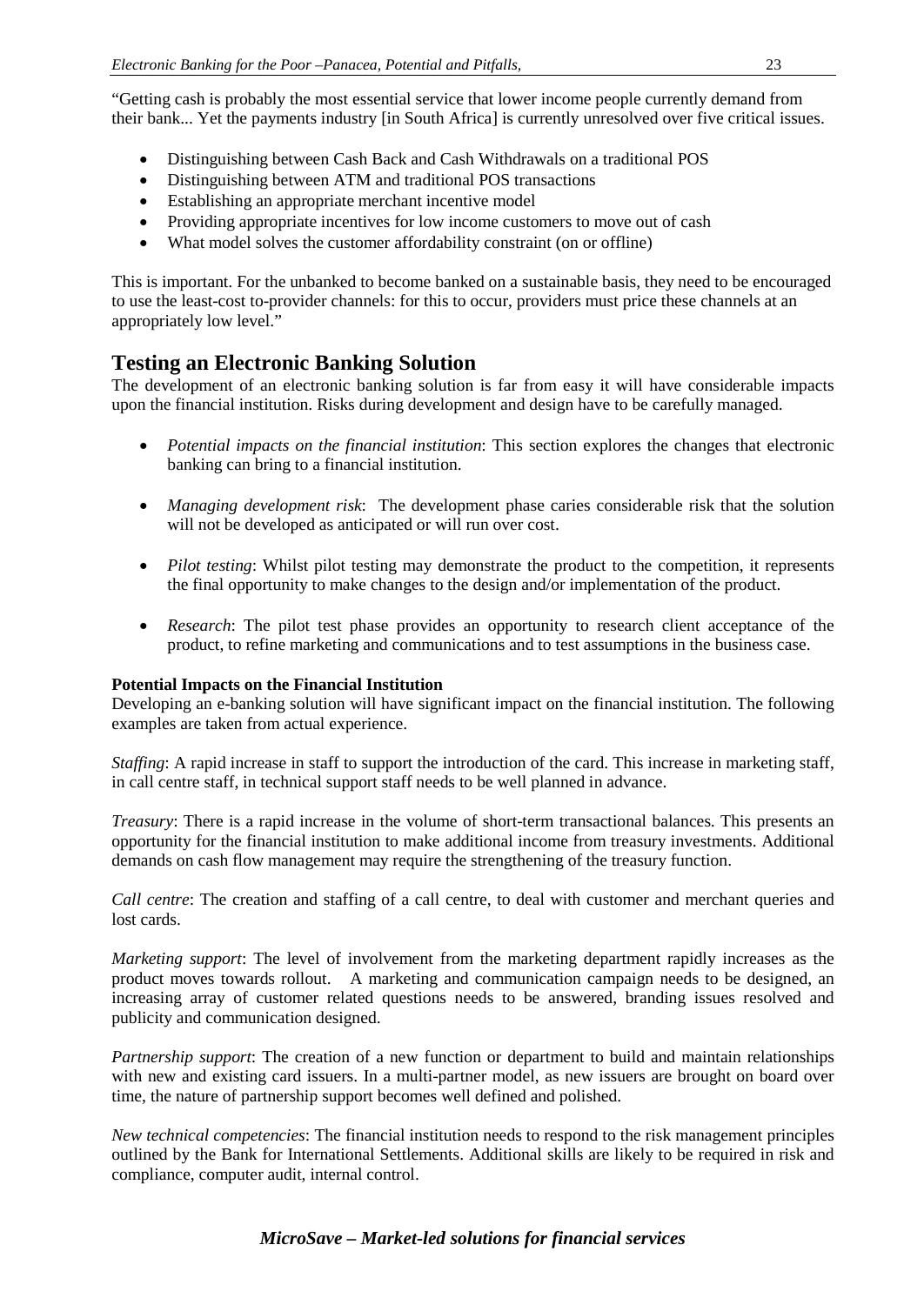"Getting cash is probably the most essential service that lower income people currently demand from their bank... Yet the payments industry [in South Africa] is currently unresolved over five critical issues.

- Distinguishing between Cash Back and Cash Withdrawals on a traditional POS
- Distinguishing between ATM and traditional POS transactions
- Establishing an appropriate merchant incentive model
- Providing appropriate incentives for low income customers to move out of cash
- What model solves the customer affordability constraint (on or offline)

This is important. For the unbanked to become banked on a sustainable basis, they need to be encouraged to use the least-cost to-provider channels: for this to occur, providers must price these channels at an appropriately low level."

## Testing an Electronic Banking Solution

The development of an electronic banking solution is far from easy it will have considerable impacts upon the financial institution. Risks during development and design have to be carefully managed.

- *Potential impacts on the financial institution*: This section explores the changes that electronic banking can bring to a financial institution.

- *Managing development risk*: The development phase caries considerable risk that the solution will not be developed as anticipated or will run over cost.

- *Pilot testing*: Whilst pilot testing may demonstrate the product to the competition, it represents the final opportunity to make changes to the design and/or implementation of the product.

- *Research*: The pilot test phase provides an opportunity to research client acceptance of the product, to refine marketing and communications and to test assumptions in the business case.

**Potential Impacts on the Financial Institution**

Developing an e-banking solution will have significant impact on the financial institution. The following examples are taken from actual experience.

*Staffing*: A rapid increase in staff to support the introduction of the card. This increase in marketing staff, in call centre staff, in technical support staff needs to be well planned in advance.

*Treasury*: There is a rapid increase in the volume of short-term transactional balances. This presents an opportunity for the financial institution to make additional income from treasury investments. Additional demands on cash flow management may require the strengthening of the treasury function.

*Call centre*: The creation and staffing of a call centre, to deal with customer and merchant queries and lost cards.

*Marketing support*: The level of involvement from the marketing department rapidly increases as the product moves towards rollout. A marketing and communication campaign needs to be designed, an increasing array of customer related questions needs to be answered, branding issues resolved and publicity and communication designed.

*Partnership support*: The creation of a new function or department to build and maintain relationships with new and existing card issuers. In a multi-partner model, as new issuers are brought on board over time, the nature of partnership support becomes well defined and polished.

*New technical competencies*: The financial institution needs to respond to the risk management principles outlined by the Bank for International Settlements. Additional skills are likely to be required in risk and compliance, computer audit, internal control.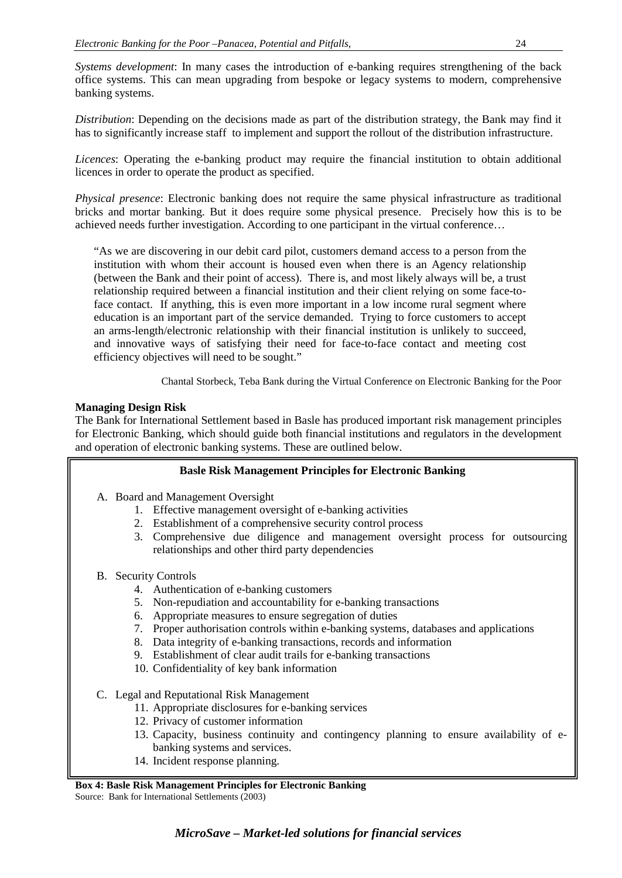*Systems development*: In many cases the introduction of e-banking requires strengthening of the back office systems. This can mean upgrading from bespoke or legacy systems to modern, comprehensive banking systems.

*Distribution*: Depending on the decisions made as part of the distribution strategy, the Bank may find it has to significantly increase staff to implement and support the rollout of the distribution infrastructure.

*Licences*: Operating the e-banking product may require the financial institution to obtain additional licences in order to operate the product as specified.

*Physical presence*: Electronic banking does not require the same physical infrastructure as traditional bricks and mortar banking. But it does require some physical presence. Precisely how this is to be achieved needs further investigation. According to one participant in the virtual conference…

> "As we are discovering in our debit card pilot, customers demand access to a person from the institution with whom their account is housed even when there is an Agency relationship (between the Bank and their point of access). There is, and most likely always will be, a trust relationship required between a financial institution and their client relying on some face-to-face contact. If anything, this is even more important in a low income rural segment where education is an important part of the service demanded. Trying to force customers to accept an arms-length/electronic relationship with their financial institution is unlikely to succeed, and innovative ways of satisfying their need for face-to-face contact and meeting cost efficiency objectives will need to be sought."
>
> Chantal Storbeck, Teba Bank during the Virtual Conference on Electronic Banking for the Poor

**Managing Design Risk**

The Bank for International Settlement based in Basle has produced important risk management principles for Electronic Banking, which should guide both financial institutions and regulators in the development and operation of electronic banking systems. These are outlined below.

**Basle Risk Management Principles for Electronic Banking**

A. Board and Management Oversight
   1. Effective management oversight of e-banking activities
   2. Establishment of a comprehensive security control process
   3. Comprehensive due diligence and management oversight process for outsourcing relationships and other third party dependencies

B. Security Controls
   4. Authentication of e-banking customers
   5. Non-repudiation and accountability for e-banking transactions
   6. Appropriate measures to ensure segregation of duties
   7. Proper authorisation controls within e-banking systems, databases and applications
   8. Data integrity of e-banking transactions, records and information
   9. Establishment of clear audit trails for e-banking transactions
   10. Confidentiality of key bank information

C. Legal and Reputational Risk Management
   11. Appropriate disclosures for e-banking services
   12. Privacy of customer information
   13. Capacity, business continuity and contingency planning to ensure availability of e-banking systems and services.
   14. Incident response planning.

**Box 4: Basle Risk Management Principles for Electronic Banking**
Source: Bank for International Settlements (2003)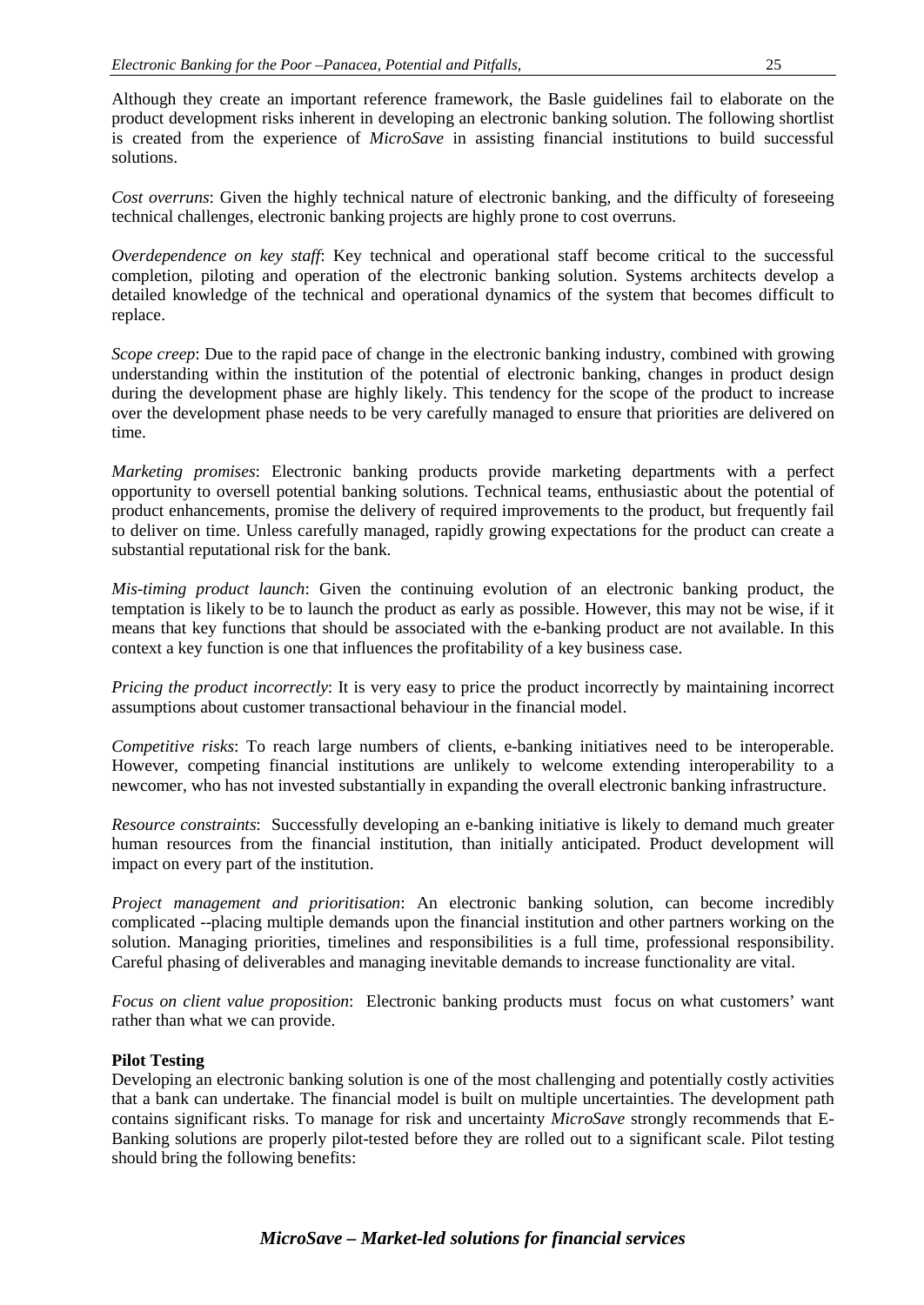Although they create an important reference framework, the Basle guidelines fail to elaborate on the product development risks inherent in developing an electronic banking solution. The following shortlist is created from the experience of *MicroSave* in assisting financial institutions to build successful solutions.

*Cost overruns*: Given the highly technical nature of electronic banking, and the difficulty of foreseeing technical challenges, electronic banking projects are highly prone to cost overruns.

*Overdependence on key staff*: Key technical and operational staff become critical to the successful completion, piloting and operation of the electronic banking solution. Systems architects develop a detailed knowledge of the technical and operational dynamics of the system that becomes difficult to replace.

*Scope creep*: Due to the rapid pace of change in the electronic banking industry, combined with growing understanding within the institution of the potential of electronic banking, changes in product design during the development phase are highly likely. This tendency for the scope of the product to increase over the development phase needs to be very carefully managed to ensure that priorities are delivered on time.

*Marketing promises*: Electronic banking products provide marketing departments with a perfect opportunity to oversell potential banking solutions. Technical teams, enthusiastic about the potential of product enhancements, promise the delivery of required improvements to the product, but frequently fail to deliver on time. Unless carefully managed, rapidly growing expectations for the product can create a substantial reputational risk for the bank.

*Mis-timing product launch*: Given the continuing evolution of an electronic banking product, the temptation is likely to be to launch the product as early as possible. However, this may not be wise, if it means that key functions that should be associated with the e-banking product are not available. In this context a key function is one that influences the profitability of a key business case.

*Pricing the product incorrectly*: It is very easy to price the product incorrectly by maintaining incorrect assumptions about customer transactional behaviour in the financial model.

*Competitive risks*: To reach large numbers of clients, e-banking initiatives need to be interoperable. However, competing financial institutions are unlikely to welcome extending interoperability to a newcomer, who has not invested substantially in expanding the overall electronic banking infrastructure.

*Resource constraints*: Successfully developing an e-banking initiative is likely to demand much greater human resources from the financial institution, than initially anticipated. Product development will impact on every part of the institution.

*Project management and prioritisation*: An electronic banking solution, can become incredibly complicated --placing multiple demands upon the financial institution and other partners working on the solution. Managing priorities, timelines and responsibilities is a full time, professional responsibility. Careful phasing of deliverables and managing inevitable demands to increase functionality are vital.

*Focus on client value proposition*: Electronic banking products must focus on what customers' want rather than what we can provide.

**Pilot Testing**

Developing an electronic banking solution is one of the most challenging and potentially costly activities that a bank can undertake. The financial model is built on multiple uncertainties. The development path contains significant risks. To manage for risk and uncertainty *MicroSave* strongly recommends that E-Banking solutions are properly pilot-tested before they are rolled out to a significant scale. Pilot testing should bring the following benefits: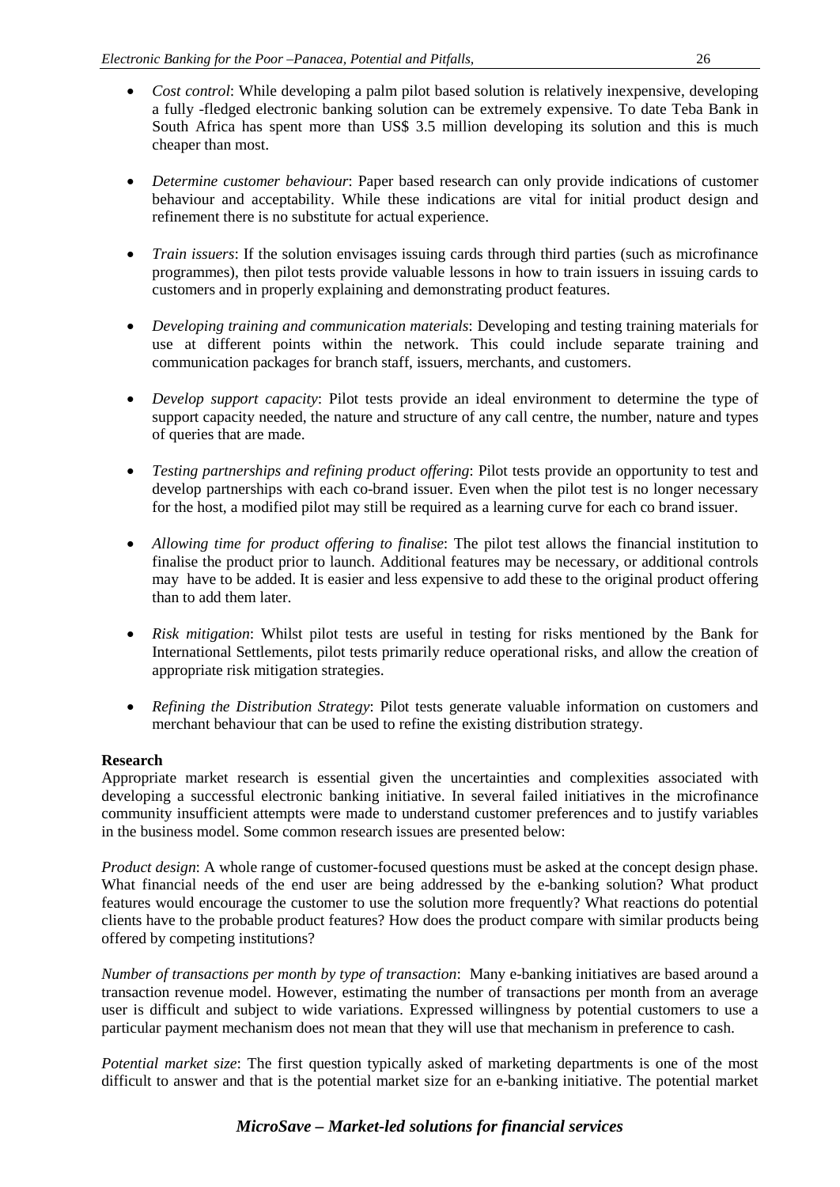- *Cost control*: While developing a palm pilot based solution is relatively inexpensive, developing a fully -fledged electronic banking solution can be extremely expensive. To date Teba Bank in South Africa has spent more than US$ 3.5 million developing its solution and this is much cheaper than most.

- *Determine customer behaviour*: Paper based research can only provide indications of customer behaviour and acceptability. While these indications are vital for initial product design and refinement there is no substitute for actual experience.

- *Train issuers*: If the solution envisages issuing cards through third parties (such as microfinance programmes), then pilot tests provide valuable lessons in how to train issuers in issuing cards to customers and in properly explaining and demonstrating product features.

- *Developing training and communication materials*: Developing and testing training materials for use at different points within the network. This could include separate training and communication packages for branch staff, issuers, merchants, and customers.

- *Develop support capacity*: Pilot tests provide an ideal environment to determine the type of support capacity needed, the nature and structure of any call centre, the number, nature and types of queries that are made.

- *Testing partnerships and refining product offering*: Pilot tests provide an opportunity to test and develop partnerships with each co-brand issuer. Even when the pilot test is no longer necessary for the host, a modified pilot may still be required as a learning curve for each co brand issuer.

- *Allowing time for product offering to finalise*: The pilot test allows the financial institution to finalise the product prior to launch. Additional features may be necessary, or additional controls may have to be added. It is easier and less expensive to add these to the original product offering than to add them later.

- *Risk mitigation*: Whilst pilot tests are useful in testing for risks mentioned by the Bank for International Settlements, pilot tests primarily reduce operational risks, and allow the creation of appropriate risk mitigation strategies.

- *Refining the Distribution Strategy*: Pilot tests generate valuable information on customers and merchant behaviour that can be used to refine the existing distribution strategy.

**Research**

Appropriate market research is essential given the uncertainties and complexities associated with developing a successful electronic banking initiative. In several failed initiatives in the microfinance community insufficient attempts were made to understand customer preferences and to justify variables in the business model. Some common research issues are presented below:

*Product design*: A whole range of customer-focused questions must be asked at the concept design phase. What financial needs of the end user are being addressed by the e-banking solution? What product features would encourage the customer to use the solution more frequently? What reactions do potential clients have to the probable product features? How does the product compare with similar products being offered by competing institutions?

*Number of transactions per month by type of transaction*: Many e-banking initiatives are based around a transaction revenue model. However, estimating the number of transactions per month from an average user is difficult and subject to wide variations. Expressed willingness by potential customers to use a particular payment mechanism does not mean that they will use that mechanism in preference to cash.

*Potential market size*: The first question typically asked of marketing departments is one of the most difficult to answer and that is the potential market size for an e-banking initiative. The potential market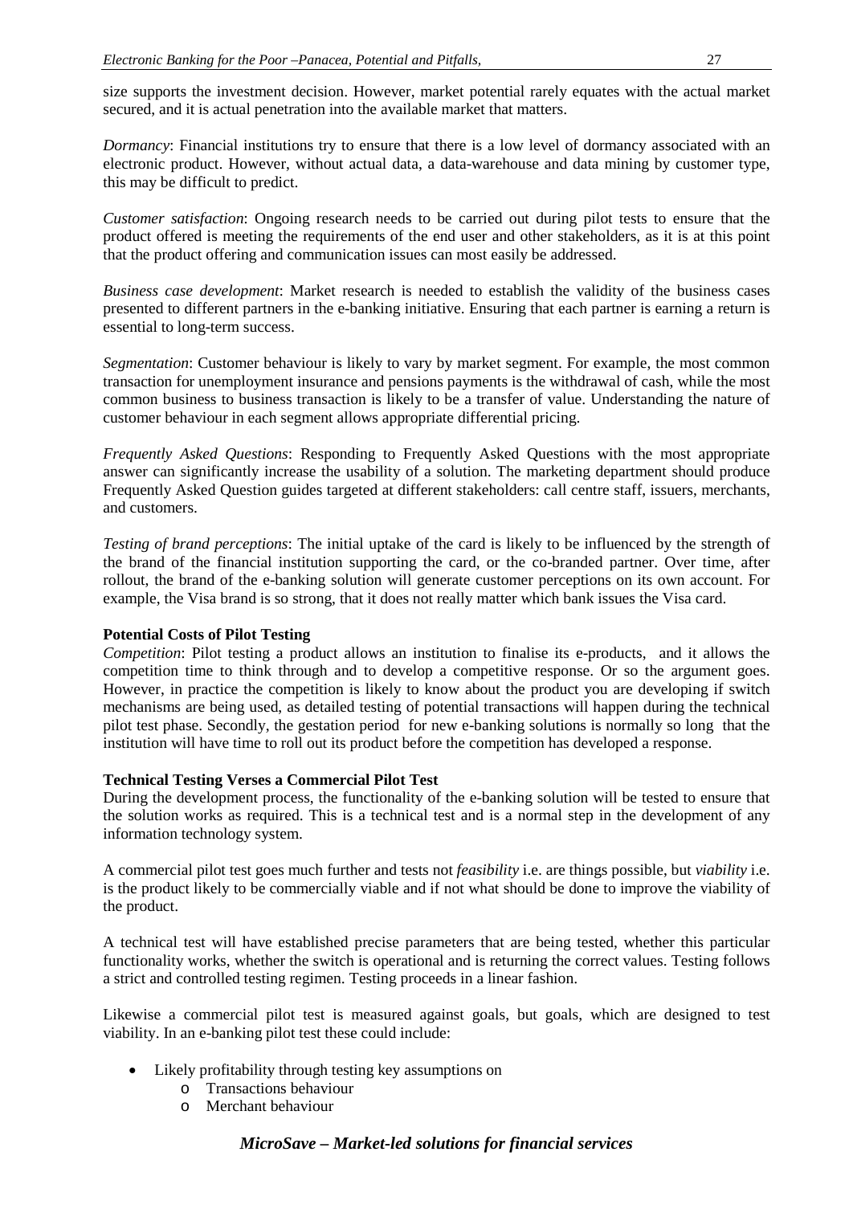size supports the investment decision. However, market potential rarely equates with the actual market secured, and it is actual penetration into the available market that matters.

*Dormancy*: Financial institutions try to ensure that there is a low level of dormancy associated with an electronic product. However, without actual data, a data-warehouse and data mining by customer type, this may be difficult to predict.

*Customer satisfaction*: Ongoing research needs to be carried out during pilot tests to ensure that the product offered is meeting the requirements of the end user and other stakeholders, as it is at this point that the product offering and communication issues can most easily be addressed.

*Business case development*: Market research is needed to establish the validity of the business cases presented to different partners in the e-banking initiative. Ensuring that each partner is earning a return is essential to long-term success.

*Segmentation*: Customer behaviour is likely to vary by market segment. For example, the most common transaction for unemployment insurance and pensions payments is the withdrawal of cash, while the most common business to business transaction is likely to be a transfer of value. Understanding the nature of customer behaviour in each segment allows appropriate differential pricing.

*Frequently Asked Questions*: Responding to Frequently Asked Questions with the most appropriate answer can significantly increase the usability of a solution. The marketing department should produce Frequently Asked Question guides targeted at different stakeholders: call centre staff, issuers, merchants, and customers.

*Testing of brand perceptions*: The initial uptake of the card is likely to be influenced by the strength of the brand of the financial institution supporting the card, or the co-branded partner. Over time, after rollout, the brand of the e-banking solution will generate customer perceptions on its own account. For example, the Visa brand is so strong, that it does not really matter which bank issues the Visa card.

**Potential Costs of Pilot Testing**

*Competition*: Pilot testing a product allows an institution to finalise its e-products, and it allows the competition time to think through and to develop a competitive response. Or so the argument goes. However, in practice the competition is likely to know about the product you are developing if switch mechanisms are being used, as detailed testing of potential transactions will happen during the technical pilot test phase. Secondly, the gestation period for new e-banking solutions is normally so long that the institution will have time to roll out its product before the competition has developed a response.

**Technical Testing Verses a Commercial Pilot Test**

During the development process, the functionality of the e-banking solution will be tested to ensure that the solution works as required. This is a technical test and is a normal step in the development of any information technology system.

A commercial pilot test goes much further and tests not *feasibility* i.e. are things possible, but *viability* i.e. is the product likely to be commercially viable and if not what should be done to improve the viability of the product.

A technical test will have established precise parameters that are being tested, whether this particular functionality works, whether the switch is operational and is returning the correct values. Testing follows a strict and controlled testing regimen. Testing proceeds in a linear fashion.

Likewise a commercial pilot test is measured against goals, but goals, which are designed to test viability. In an e-banking pilot test these could include:

- Likely profitability through testing key assumptions on
    - Transactions behaviour
    - Merchant behaviour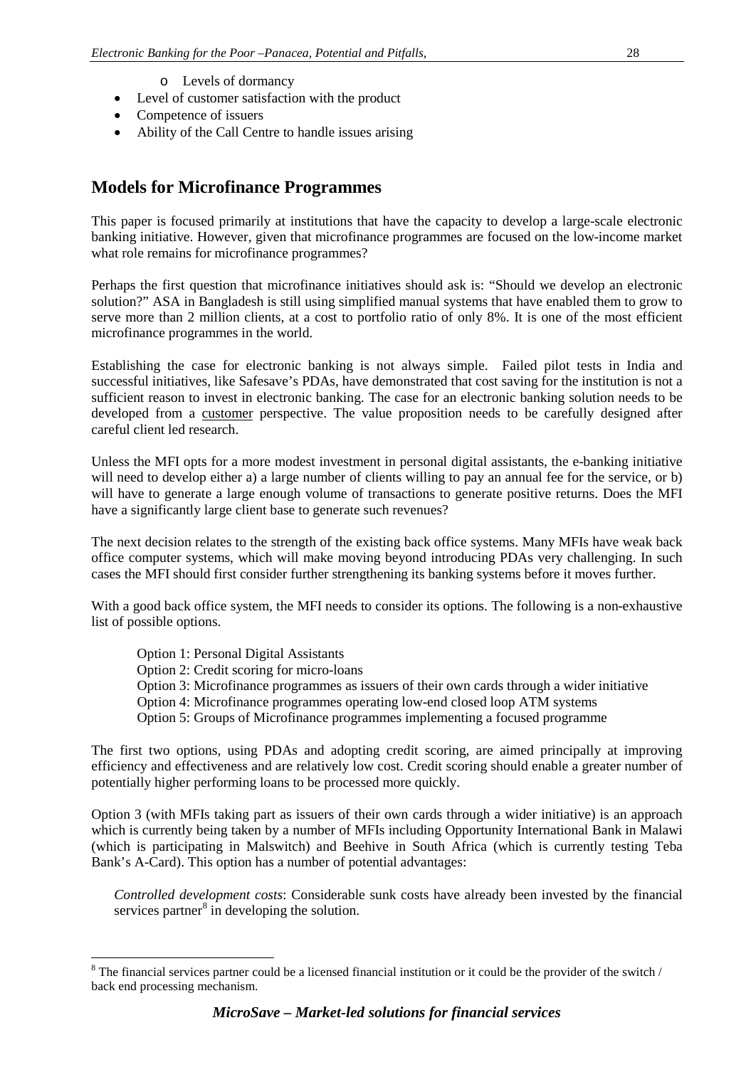- Levels of dormancy
- Level of customer satisfaction with the product
- Competence of issuers
- Ability of the Call Centre to handle issues arising

## Models for Microfinance Programmes

This paper is focused primarily at institutions that have the capacity to develop a large-scale electronic banking initiative. However, given that microfinance programmes are focused on the low-income market what role remains for microfinance programmes?

Perhaps the first question that microfinance initiatives should ask is: "Should we develop an electronic solution?" ASA in Bangladesh is still using simplified manual systems that have enabled them to grow to serve more than 2 million clients, at a cost to portfolio ratio of only 8%. It is one of the most efficient microfinance programmes in the world.

Establishing the case for electronic banking is not always simple. Failed pilot tests in India and successful initiatives, like Safesave's PDAs, have demonstrated that cost saving for the institution is not a sufficient reason to invest in electronic banking. The case for an electronic banking solution needs to be developed from a customer perspective. The value proposition needs to be carefully designed after careful client led research.

Unless the MFI opts for a more modest investment in personal digital assistants, the e-banking initiative will need to develop either a) a large number of clients willing to pay an annual fee for the service, or b) will have to generate a large enough volume of transactions to generate positive returns. Does the MFI have a significantly large client base to generate such revenues?

The next decision relates to the strength of the existing back office systems. Many MFIs have weak back office computer systems, which will make moving beyond introducing PDAs very challenging. In such cases the MFI should first consider further strengthening its banking systems before it moves further.

With a good back office system, the MFI needs to consider its options. The following is a non-exhaustive list of possible options.

Option 1: Personal Digital Assistants
Option 2: Credit scoring for micro-loans
Option 3: Microfinance programmes as issuers of their own cards through a wider initiative
Option 4: Microfinance programmes operating low-end closed loop ATM systems
Option 5: Groups of Microfinance programmes implementing a focused programme

The first two options, using PDAs and adopting credit scoring, are aimed principally at improving efficiency and effectiveness and are relatively low cost. Credit scoring should enable a greater number of potentially higher performing loans to be processed more quickly.

Option 3 (with MFIs taking part as issuers of their own cards through a wider initiative) is an approach which is currently being taken by a number of MFIs including Opportunity International Bank in Malawi (which is participating in Malswitch) and Beehive in South Africa (which is currently testing Teba Bank's A-Card). This option has a number of potential advantages:

*Controlled development costs*: Considerable sunk costs have already been invested by the financial services partner[8] in developing the solution.

[8] The financial services partner could be a licensed financial institution or it could be the provider of the switch / back end processing mechanism.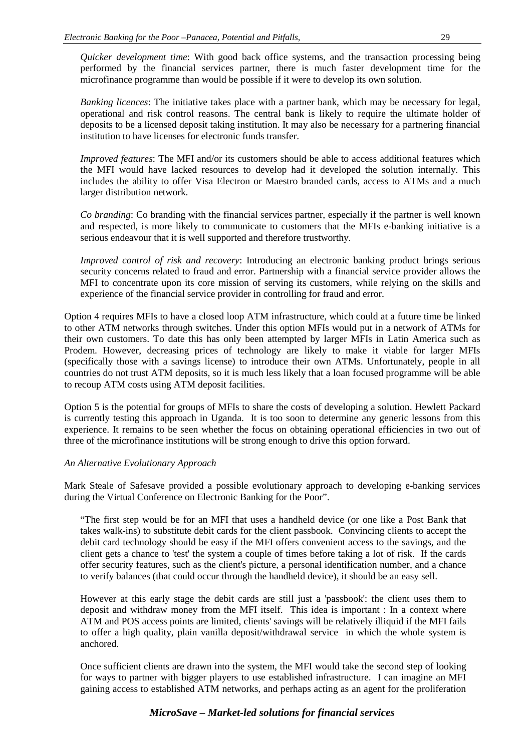*Quicker development time*: With good back office systems, and the transaction processing being performed by the financial services partner, there is much faster development time for the microfinance programme than would be possible if it were to develop its own solution.

*Banking licences*: The initiative takes place with a partner bank, which may be necessary for legal, operational and risk control reasons. The central bank is likely to require the ultimate holder of deposits to be a licensed deposit taking institution. It may also be necessary for a partnering financial institution to have licenses for electronic funds transfer.

*Improved features*: The MFI and/or its customers should be able to access additional features which the MFI would have lacked resources to develop had it developed the solution internally. This includes the ability to offer Visa Electron or Maestro branded cards, access to ATMs and a much larger distribution network.

*Co branding*: Co branding with the financial services partner, especially if the partner is well known and respected, is more likely to communicate to customers that the MFIs e-banking initiative is a serious endeavour that it is well supported and therefore trustworthy.

*Improved control of risk and recovery*: Introducing an electronic banking product brings serious security concerns related to fraud and error. Partnership with a financial service provider allows the MFI to concentrate upon its core mission of serving its customers, while relying on the skills and experience of the financial service provider in controlling for fraud and error.

Option 4 requires MFIs to have a closed loop ATM infrastructure, which could at a future time be linked to other ATM networks through switches. Under this option MFIs would put in a network of ATMs for their own customers. To date this has only been attempted by larger MFIs in Latin America such as Prodem. However, decreasing prices of technology are likely to make it viable for larger MFIs (specifically those with a savings license) to introduce their own ATMs. Unfortunately, people in all countries do not trust ATM deposits, so it is much less likely that a loan focused programme will be able to recoup ATM costs using ATM deposit facilities.

Option 5 is the potential for groups of MFIs to share the costs of developing a solution. Hewlett Packard is currently testing this approach in Uganda. It is too soon to determine any generic lessons from this experience. It remains to be seen whether the focus on obtaining operational efficiencies in two out of three of the microfinance institutions will be strong enough to drive this option forward.

*An Alternative Evolutionary Approach*

Mark Steale of Safesave provided a possible evolutionary approach to developing e-banking services during the Virtual Conference on Electronic Banking for the Poor".

> "The first step would be for an MFI that uses a handheld device (or one like a Post Bank that takes walk-ins) to substitute debit cards for the client passbook. Convincing clients to accept the debit card technology should be easy if the MFI offers convenient access to the savings, and the client gets a chance to 'test' the system a couple of times before taking a lot of risk. If the cards offer security features, such as the client's picture, a personal identification number, and a chance to verify balances (that could occur through the handheld device), it should be an easy sell.
>
> However at this early stage the debit cards are still just a 'passbook': the client uses them to deposit and withdraw money from the MFI itself. This idea is important : In a context where ATM and POS access points are limited, clients' savings will be relatively illiquid if the MFI fails to offer a high quality, plain vanilla deposit/withdrawal service in which the whole system is anchored.
>
> Once sufficient clients are drawn into the system, the MFI would take the second step of looking for ways to partner with bigger players to use established infrastructure. I can imagine an MFI gaining access to established ATM networks, and perhaps acting as an agent for the proliferation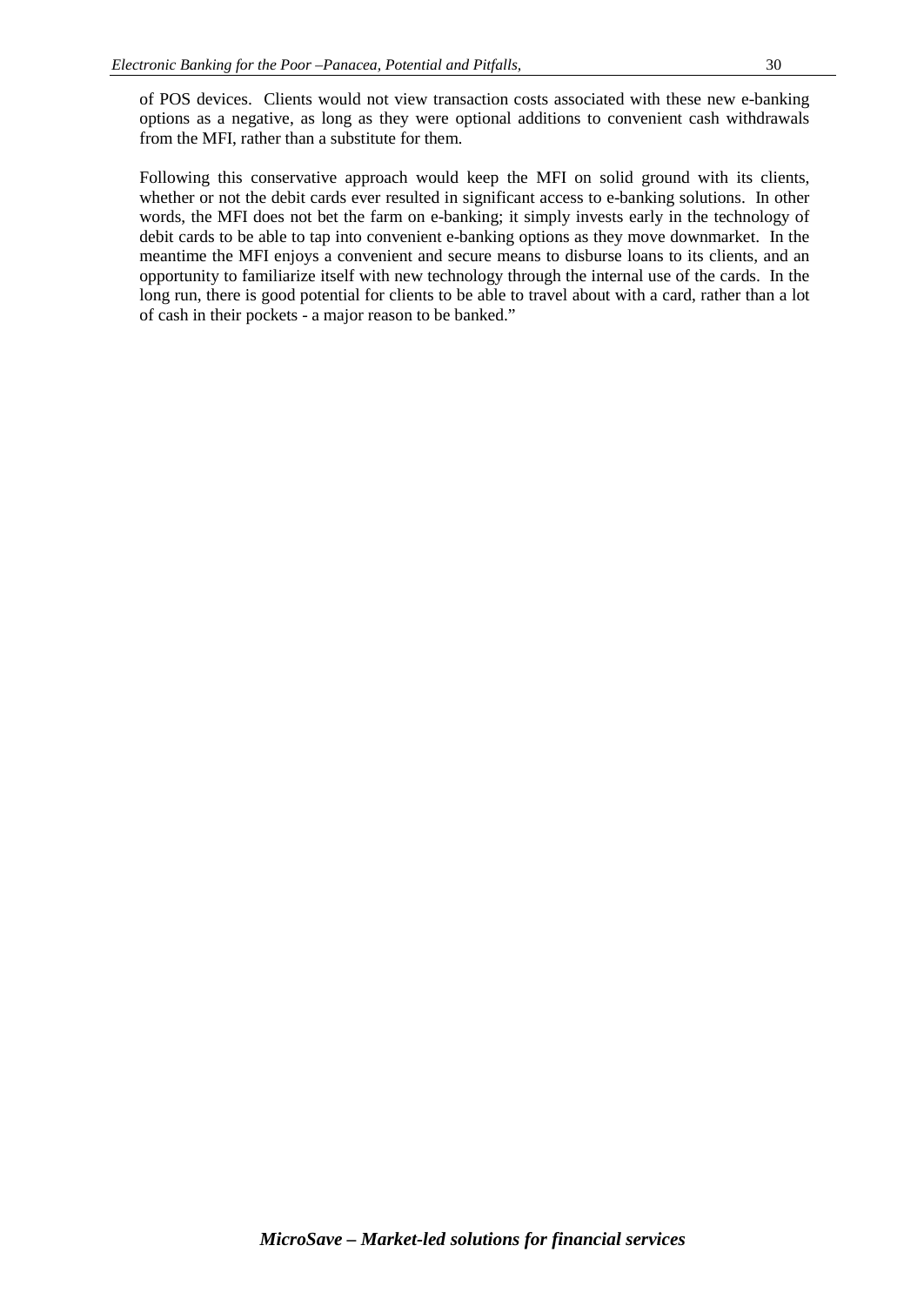of POS devices. Clients would not view transaction costs associated with these new e-banking options as a negative, as long as they were optional additions to convenient cash withdrawals from the MFI, rather than a substitute for them.

Following this conservative approach would keep the MFI on solid ground with its clients, whether or not the debit cards ever resulted in significant access to e-banking solutions. In other words, the MFI does not bet the farm on e-banking; it simply invests early in the technology of debit cards to be able to tap into convenient e-banking options as they move downmarket. In the meantime the MFI enjoys a convenient and secure means to disburse loans to its clients, and an opportunity to familiarize itself with new technology through the internal use of the cards. In the long run, there is good potential for clients to be able to travel about with a card, rather than a lot of cash in their pockets - a major reason to be banked."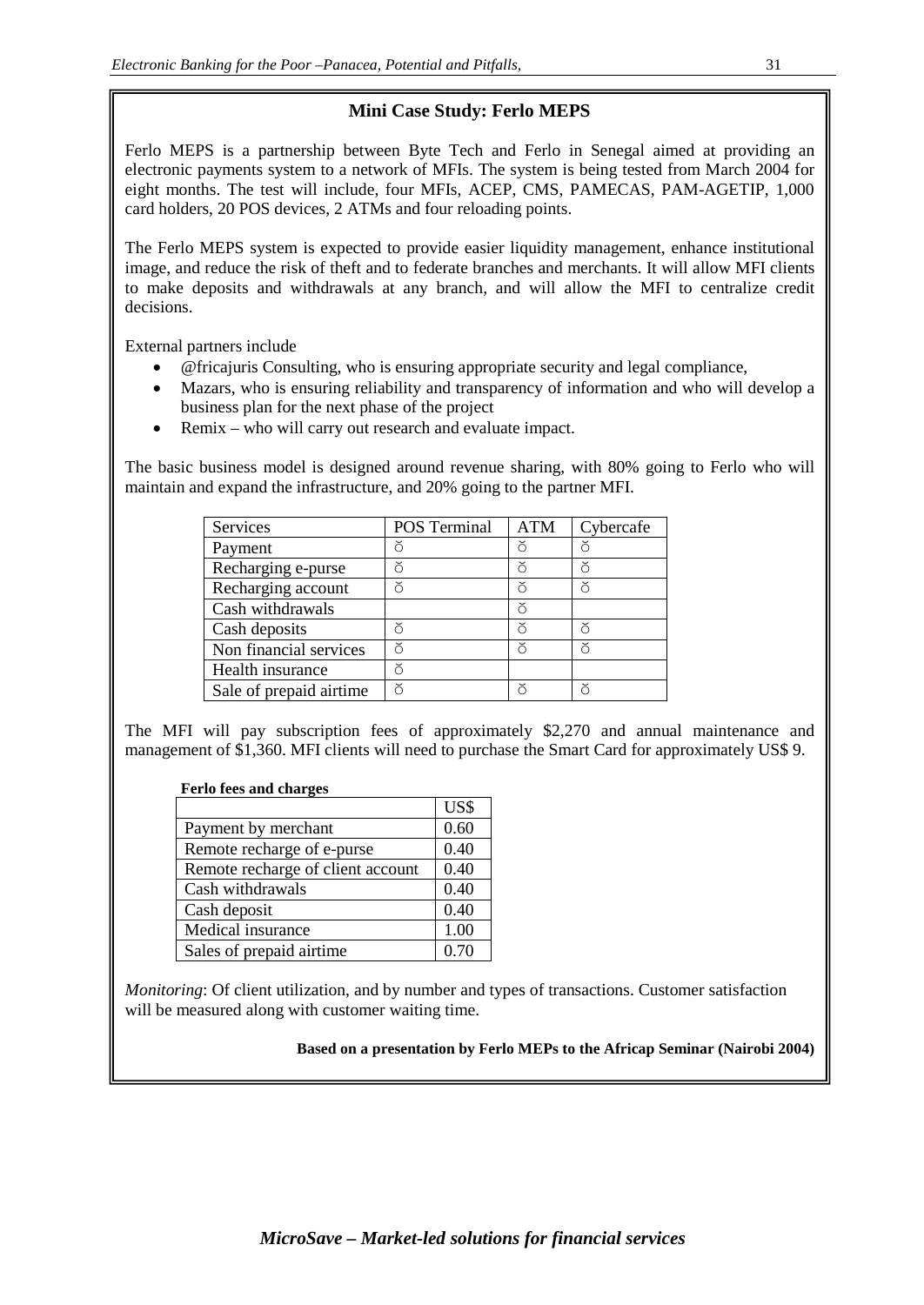## Mini Case Study: Ferlo MEPS

Ferlo MEPS is a partnership between Byte Tech and Ferlo in Senegal aimed at providing an electronic payments system to a network of MFIs. The system is being tested from March 2004 for eight months. The test will include, four MFIs, ACEP, CMS, PAMECAS, PAM-AGETIP, 1,000 card holders, 20 POS devices, 2 ATMs and four reloading points.

The Ferlo MEPS system is expected to provide easier liquidity management, enhance institutional image, and reduce the risk of theft and to federate branches and merchants. It will allow MFI clients to make deposits and withdrawals at any branch, and will allow the MFI to centralize credit decisions.

External partners include

- @fricajuris Consulting, who is ensuring appropriate security and legal compliance,
- Mazars, who is ensuring reliability and transparency of information and who will develop a business plan for the next phase of the project
- Remix – who will carry out research and evaluate impact.

The basic business model is designed around revenue sharing, with 80% going to Ferlo who will maintain and expand the infrastructure, and 20% going to the partner MFI.

| Services | POS Terminal | ATM | Cybercafe |
|---|---|---|---|
| Payment | ð | ð | ð |
| Recharging e-purse | ð | ð | ð |
| Recharging account | ð | ð | ð |
| Cash withdrawals | | ð | |
| Cash deposits | ð | ð | ð |
| Non financial services | ð | ð | ð |
| Health insurance | ð | | |
| Sale of prepaid airtime | ð | ð | ð |

The MFI will pay subscription fees of approximately $2,270 and annual maintenance and management of $1,360. MFI clients will need to purchase the Smart Card for approximately US$ 9.

**Ferlo fees and charges**

| | US$ |
|---|---|
| Payment by merchant | 0.60 |
| Remote recharge of e-purse | 0.40 |
| Remote recharge of client account | 0.40 |
| Cash withdrawals | 0.40 |
| Cash deposit | 0.40 |
| Medical insurance | 1.00 |
| Sales of prepaid airtime | 0.70 |

*Monitoring*: Of client utilization, and by number and types of transactions. Customer satisfaction will be measured along with customer waiting time.

**Based on a presentation by Ferlo MEPs to the Africap Seminar (Nairobi 2004)**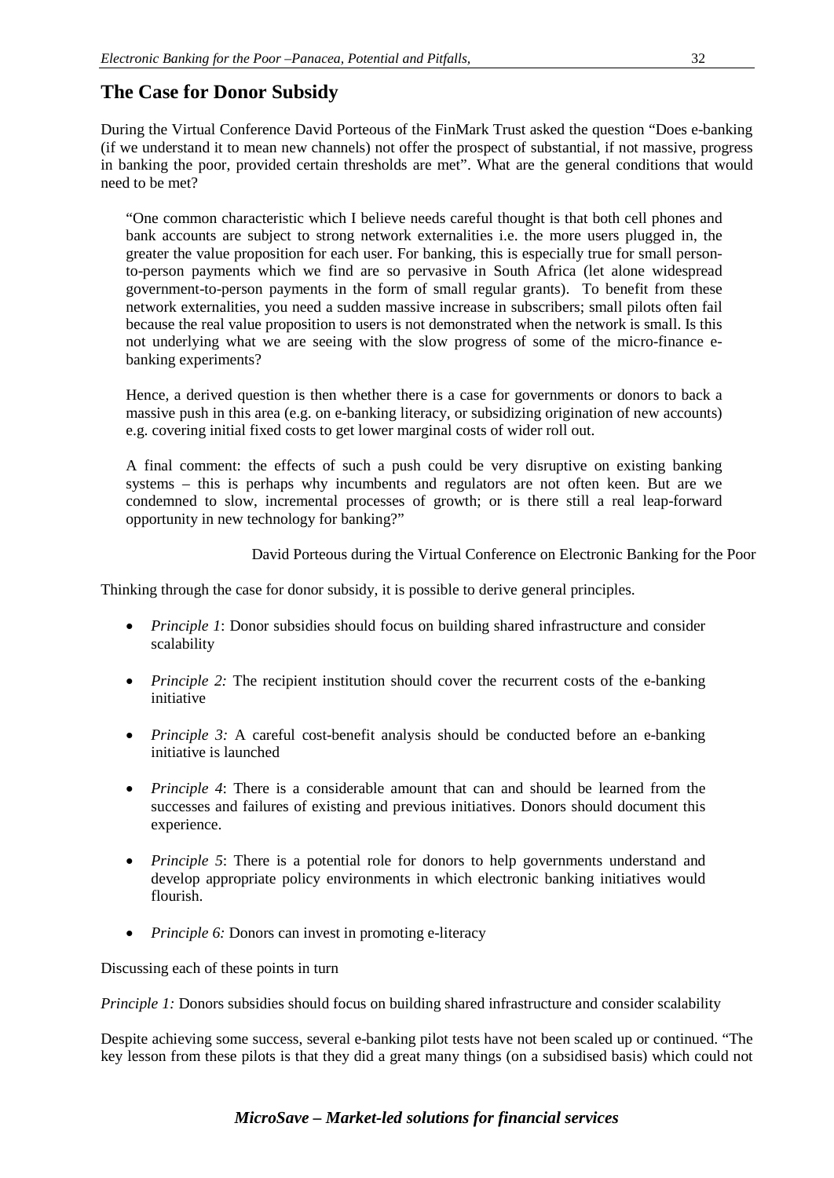## The Case for Donor Subsidy

During the Virtual Conference David Porteous of the FinMark Trust asked the question "Does e-banking (if we understand it to mean new channels) not offer the prospect of substantial, if not massive, progress in banking the poor, provided certain thresholds are met". What are the general conditions that would need to be met?

> "One common characteristic which I believe needs careful thought is that both cell phones and bank accounts are subject to strong network externalities i.e. the more users plugged in, the greater the value proposition for each user. For banking, this is especially true for small person-to-person payments which we find are so pervasive in South Africa (let alone widespread government-to-person payments in the form of small regular grants). To benefit from these network externalities, you need a sudden massive increase in subscribers; small pilots often fail because the real value proposition to users is not demonstrated when the network is small. Is this not underlying what we are seeing with the slow progress of some of the micro-finance e-banking experiments?
>
> Hence, a derived question is then whether there is a case for governments or donors to back a massive push in this area (e.g. on e-banking literacy, or subsidizing origination of new accounts) e.g. covering initial fixed costs to get lower marginal costs of wider roll out.
>
> A final comment: the effects of such a push could be very disruptive on existing banking systems – this is perhaps why incumbents and regulators are not often keen. But are we condemned to slow, incremental processes of growth; or is there still a real leap-forward opportunity in new technology for banking?"
>
> David Porteous during the Virtual Conference on Electronic Banking for the Poor

Thinking through the case for donor subsidy, it is possible to derive general principles.

- *Principle 1*: Donor subsidies should focus on building shared infrastructure and consider scalability
- *Principle 2:* The recipient institution should cover the recurrent costs of the e-banking initiative
- *Principle 3:* A careful cost-benefit analysis should be conducted before an e-banking initiative is launched
- *Principle 4*: There is a considerable amount that can and should be learned from the successes and failures of existing and previous initiatives. Donors should document this experience.
- *Principle 5*: There is a potential role for donors to help governments understand and develop appropriate policy environments in which electronic banking initiatives would flourish.
- *Principle 6:* Donors can invest in promoting e-literacy

Discussing each of these points in turn

*Principle 1:* Donors subsidies should focus on building shared infrastructure and consider scalability

Despite achieving some success, several e-banking pilot tests have not been scaled up or continued. "The key lesson from these pilots is that they did a great many things (on a subsidised basis) which could not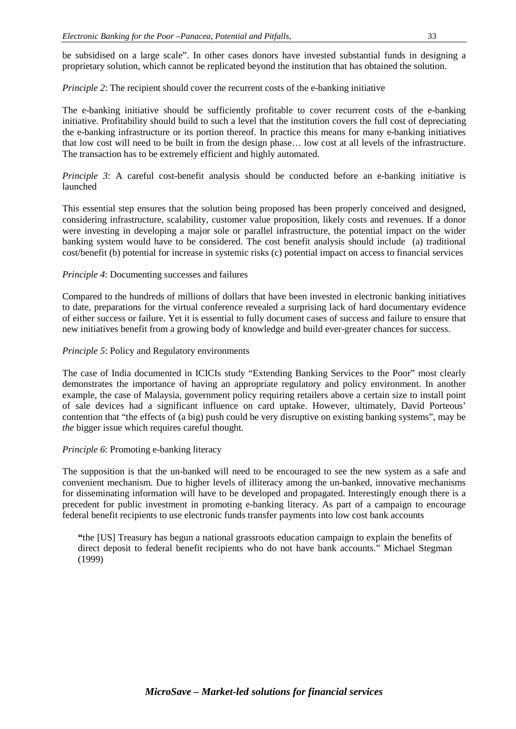be subsidised on a large scale". In other cases donors have invested substantial funds in designing a proprietary solution, which cannot be replicated beyond the institution that has obtained the solution.

*Principle 2*: The recipient should cover the recurrent costs of the e-banking initiative

The e-banking initiative should be sufficiently profitable to cover recurrent costs of the e-banking initiative. Profitability should build to such a level that the institution covers the full cost of depreciating the e-banking infrastructure or its portion thereof. In practice this means for many e-banking initiatives that low cost will need to be built in from the design phase… low cost at all levels of the infrastructure. The transaction has to be extremely efficient and highly automated.

*Principle 3*: A careful cost-benefit analysis should be conducted before an e-banking initiative is launched

This essential step ensures that the solution being proposed has been properly conceived and designed, considering infrastructure, scalability, customer value proposition, likely costs and revenues. If a donor were investing in developing a major sole or parallel infrastructure, the potential impact on the wider banking system would have to be considered. The cost benefit analysis should include (a) traditional cost/benefit (b) potential for increase in systemic risks (c) potential impact on access to financial services

*Principle 4*: Documenting successes and failures

Compared to the hundreds of millions of dollars that have been invested in electronic banking initiatives to date, preparations for the virtual conference revealed a surprising lack of hard documentary evidence of either success or failure. Yet it is essential to fully document cases of success and failure to ensure that new initiatives benefit from a growing body of knowledge and build ever-greater chances for success.

*Principle 5*: Policy and Regulatory environments

The case of India documented in ICICIs study "Extending Banking Services to the Poor" most clearly demonstrates the importance of having an appropriate regulatory and policy environment. In another example, the case of Malaysia, government policy requiring retailers above a certain size to install point of sale devices had a significant influence on card uptake. However, ultimately, David Porteous' contention that "the effects of (a big) push could be very disruptive on existing banking systems", may be *the* bigger issue which requires careful thought.

*Principle 6*: Promoting e-banking literacy

The supposition is that the un-banked will need to be encouraged to see the new system as a safe and convenient mechanism. Due to higher levels of illiteracy among the un-banked, innovative mechanisms for disseminating information will have to be developed and propagated. Interestingly enough there is a precedent for public investment in promoting e-banking literacy. As part of a campaign to encourage federal benefit recipients to use electronic funds transfer payments into low cost bank accounts

> "the [US] Treasury has begun a national grassroots education campaign to explain the benefits of direct deposit to federal benefit recipients who do not have bank accounts." Michael Stegman (1999)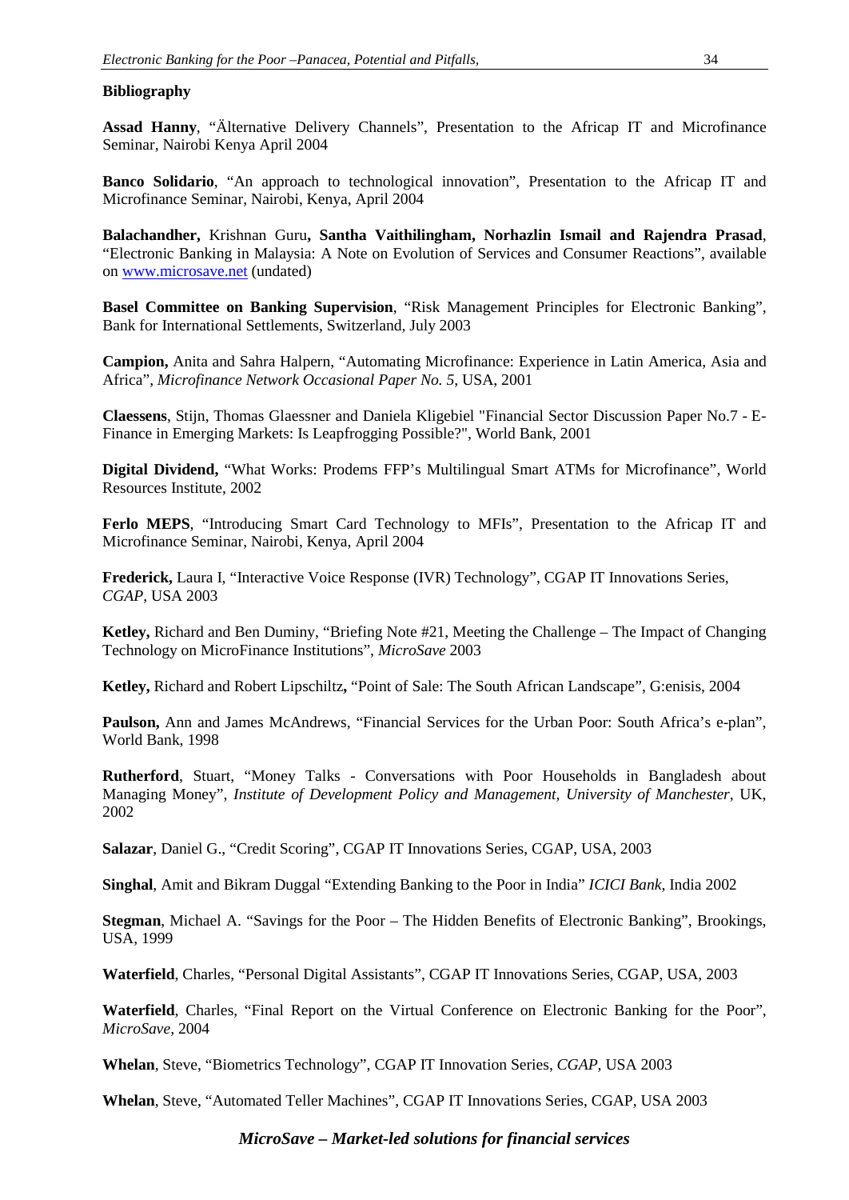**Bibliography**

**Assad Hanny**, "Älternative Delivery Channels", Presentation to the Africap IT and Microfinance Seminar, Nairobi Kenya April 2004

**Banco Solidario**, "An approach to technological innovation", Presentation to the Africap IT and Microfinance Seminar, Nairobi, Kenya, April 2004

**Balachandher,** Krishnan Guru**, Santha Vaithilingham, Norhazlin Ismail and Rajendra Prasad**, "Electronic Banking in Malaysia: A Note on Evolution of Services and Consumer Reactions", available on [www.microsave.net](http://www.microsave.net) (undated)

**Basel Committee on Banking Supervision**, "Risk Management Principles for Electronic Banking", Bank for International Settlements, Switzerland, July 2003

**Campion,** Anita and Sahra Halpern, "Automating Microfinance: Experience in Latin America, Asia and Africa", *Microfinance Network Occasional Paper No. 5*, USA, 2001

**Claessens**, Stijn, Thomas Glaessner and Daniela Kligebiel "Financial Sector Discussion Paper No.7 - E-Finance in Emerging Markets: Is Leapfrogging Possible?", World Bank, 2001

**Digital Dividend,** "What Works: Prodems FFP's Multilingual Smart ATMs for Microfinance", World Resources Institute, 2002

**Ferlo MEPS**, "Introducing Smart Card Technology to MFIs", Presentation to the Africap IT and Microfinance Seminar, Nairobi, Kenya, April 2004

**Frederick,** Laura I, "Interactive Voice Response (IVR) Technology", CGAP IT Innovations Series, *CGAP*, USA 2003

**Ketley,** Richard and Ben Duminy, "Briefing Note #21, Meeting the Challenge – The Impact of Changing Technology on MicroFinance Institutions", *MicroSave* 2003

**Ketley,** Richard and Robert Lipschiltz**,** "Point of Sale: The South African Landscape", G:enisis, 2004

**Paulson,** Ann and James McAndrews, "Financial Services for the Urban Poor: South Africa's e-plan", World Bank, 1998

**Rutherford**, Stuart, "Money Talks - Conversations with Poor Households in Bangladesh about Managing Money", *Institute of Development Policy and Management, University of Manchester*, UK, 2002

**Salazar**, Daniel G., "Credit Scoring", CGAP IT Innovations Series, CGAP, USA, 2003

**Singhal**, Amit and Bikram Duggal "Extending Banking to the Poor in India" *ICICI Bank,* India 2002

**Stegman**, Michael A. "Savings for the Poor – The Hidden Benefits of Electronic Banking", Brookings, USA, 1999

**Waterfield**, Charles, "Personal Digital Assistants", CGAP IT Innovations Series, CGAP, USA, 2003

**Waterfield**, Charles, "Final Report on the Virtual Conference on Electronic Banking for the Poor", *MicroSave,* 2004

**Whelan**, Steve, "Biometrics Technology", CGAP IT Innovation Series, *CGAP*, USA 2003

**Whelan**, Steve, "Automated Teller Machines", CGAP IT Innovations Series, CGAP, USA 2003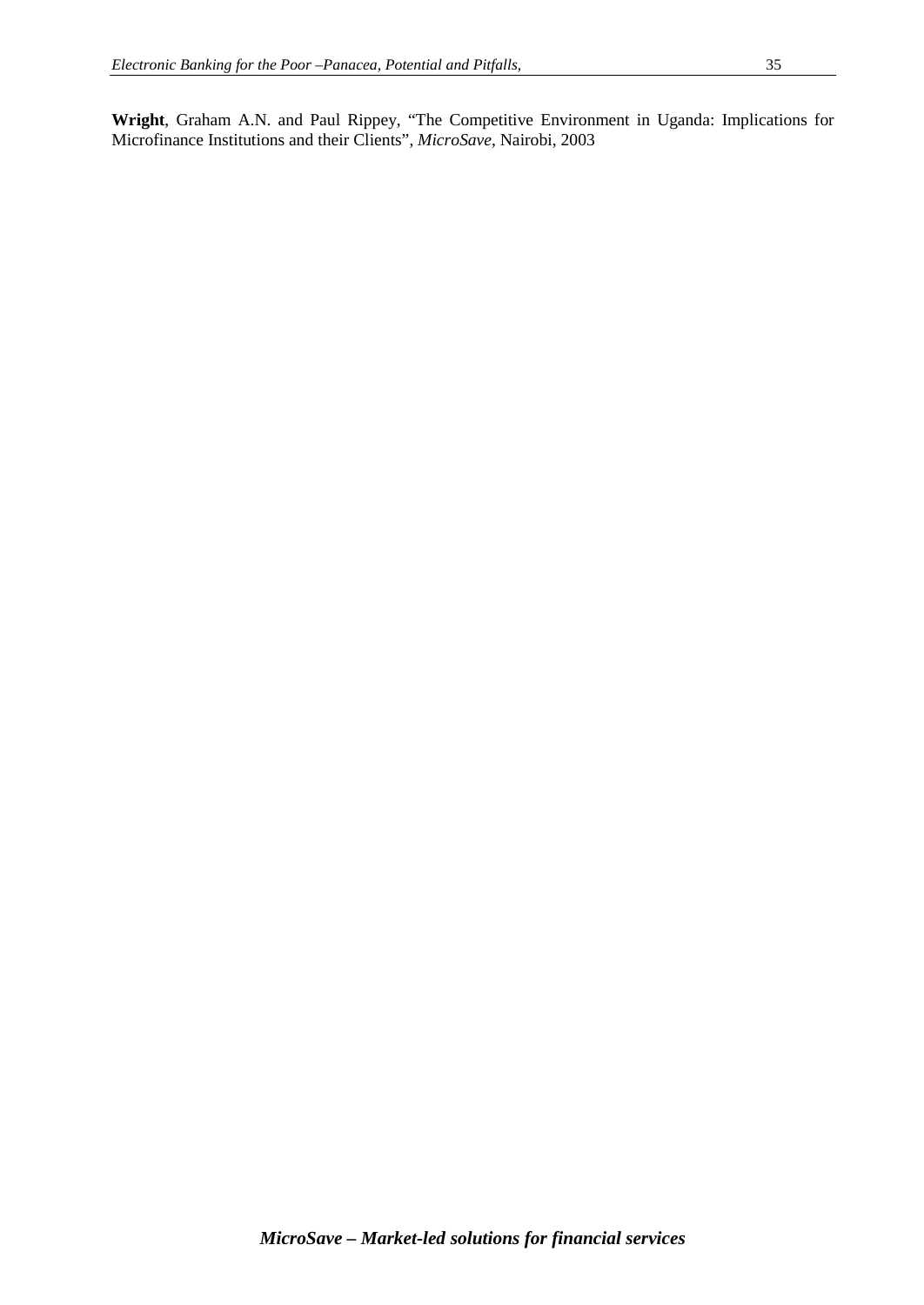**Wright**, Graham A.N. and Paul Rippey, "The Competitive Environment in Uganda: Implications for Microfinance Institutions and their Clients", *MicroSave*, Nairobi, 2003